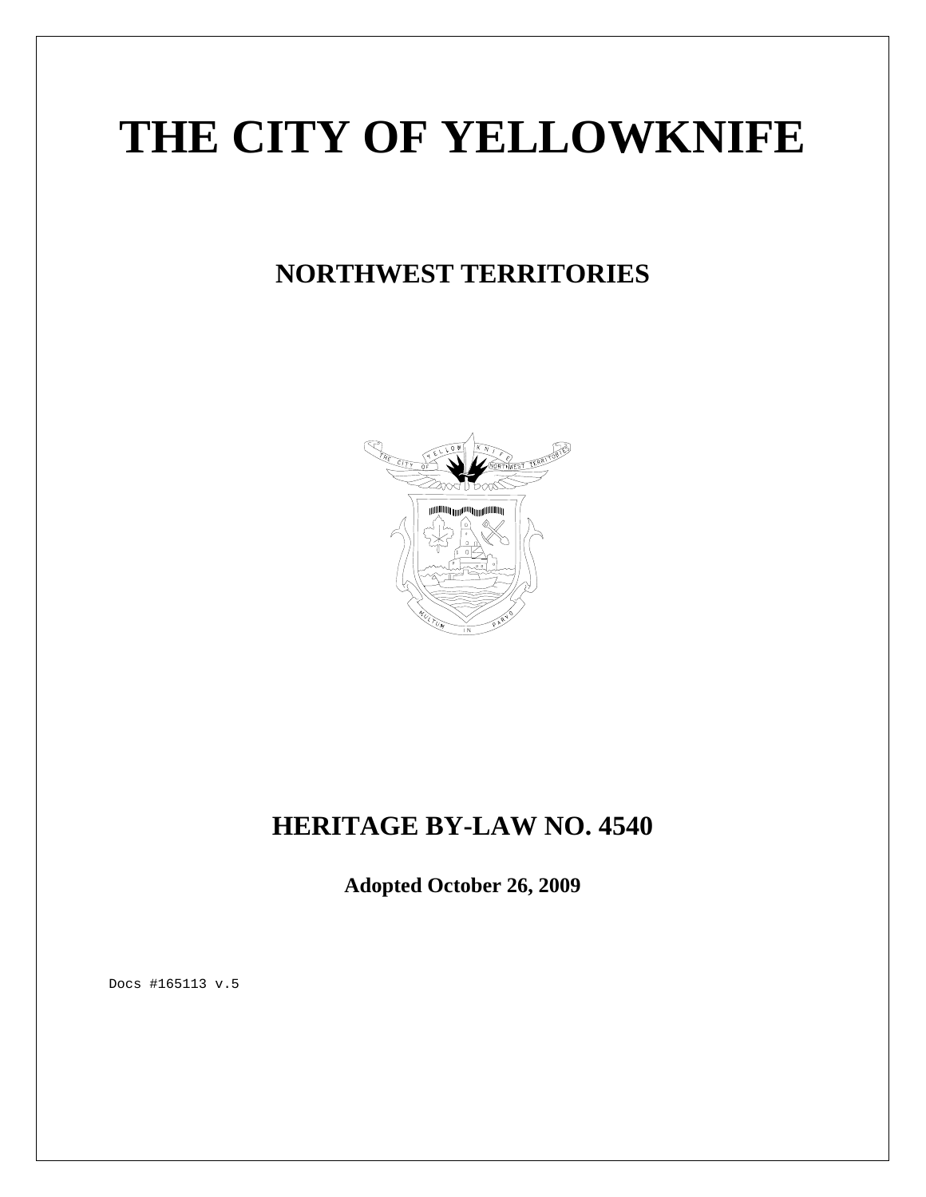# THE CITY OF YELLOWKNIFE

## NORTHWEST TERRITORIES

## HERITAGE BY-LAW NO. 4540

**Adopted October 26, 2009**

Docs #165113 v.5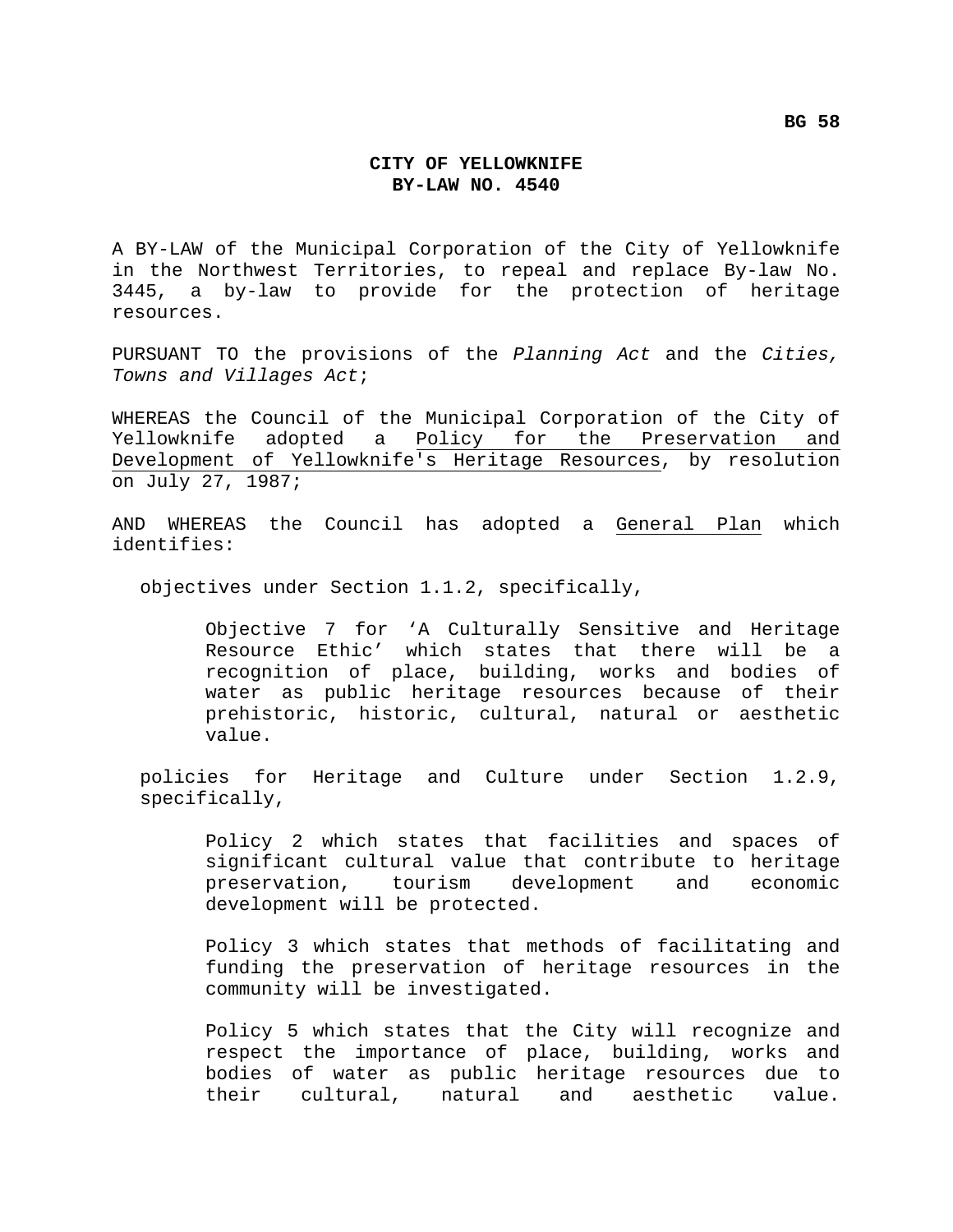**BG 58**

**CITY OF YELLOWKNIFE**
**BY-LAW NO. 4540**

A BY-LAW of the Municipal Corporation of the City of Yellowknife in the Northwest Territories, to repeal and replace By-law No. 3445, a by-law to provide for the protection of heritage resources.

PURSUANT TO the provisions of the *Planning Act* and the *Cities, Towns and Villages Act*;

WHEREAS the Council of the Municipal Corporation of the City of Yellowknife adopted a <u>Policy for the Preservation and Development of Yellowknife's Heritage Resources</u>, by resolution on July 27, 1987;

AND WHEREAS the Council has adopted a <u>General Plan</u> which identifies:

> objectives under Section 1.1.2, specifically,
>
> > Objective 7 for 'A Culturally Sensitive and Heritage Resource Ethic' which states that there will be a recognition of place, building, works and bodies of water as public heritage resources because of their prehistoric, historic, cultural, natural or aesthetic value.
>
> policies for Heritage and Culture under Section 1.2.9, specifically,
>
> > Policy 2 which states that facilities and spaces of significant cultural value that contribute to heritage preservation, tourism development and economic development will be protected.
> >
> > Policy 3 which states that methods of facilitating and funding the preservation of heritage resources in the community will be investigated.
> >
> > Policy 5 which states that the City will recognize and respect the importance of place, building, works and bodies of water as public heritage resources due to their cultural, natural and aesthetic value.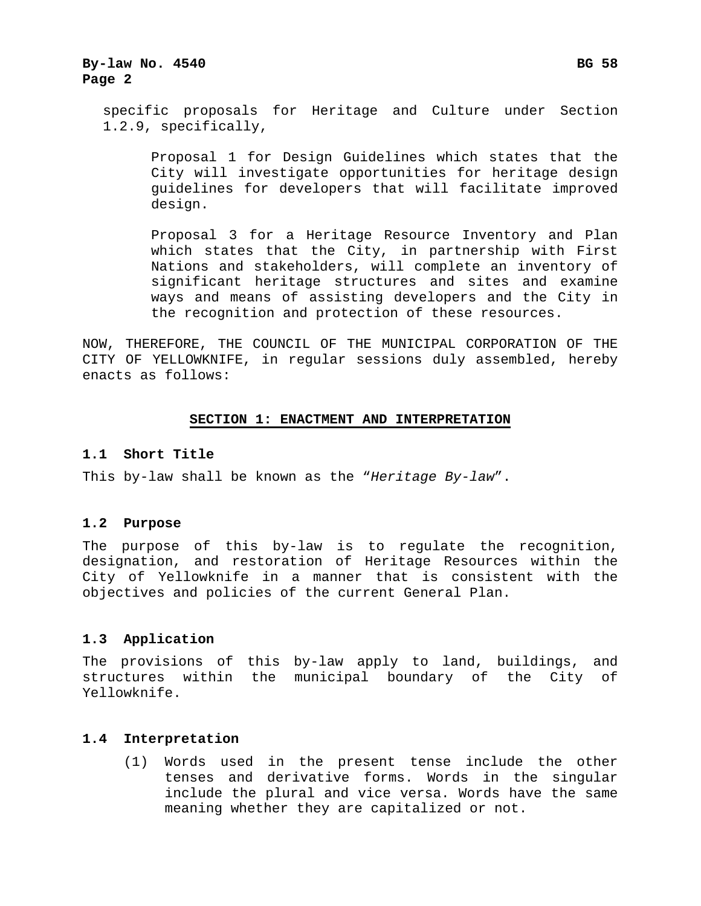specific proposals for Heritage and Culture under Section 1.2.9, specifically,

> Proposal 1 for Design Guidelines which states that the City will investigate opportunities for heritage design guidelines for developers that will facilitate improved design.
>
> Proposal 3 for a Heritage Resource Inventory and Plan which states that the City, in partnership with First Nations and stakeholders, will complete an inventory of significant heritage structures and sites and examine ways and means of assisting developers and the City in the recognition and protection of these resources.

NOW, THEREFORE, THE COUNCIL OF THE MUNICIPAL CORPORATION OF THE CITY OF YELLOWKNIFE, in regular sessions duly assembled, hereby enacts as follows:

## SECTION 1: ENACTMENT AND INTERPRETATION

### 1.1 Short Title

This by-law shall be known as the "*Heritage By-law*".

### 1.2 Purpose

The purpose of this by-law is to regulate the recognition, designation, and restoration of Heritage Resources within the City of Yellowknife in a manner that is consistent with the objectives and policies of the current General Plan.

### 1.3 Application

The provisions of this by-law apply to land, buildings, and structures within the municipal boundary of the City of Yellowknife.

### 1.4 Interpretation

(1) Words used in the present tense include the other tenses and derivative forms. Words in the singular include the plural and vice versa. Words have the same meaning whether they are capitalized or not.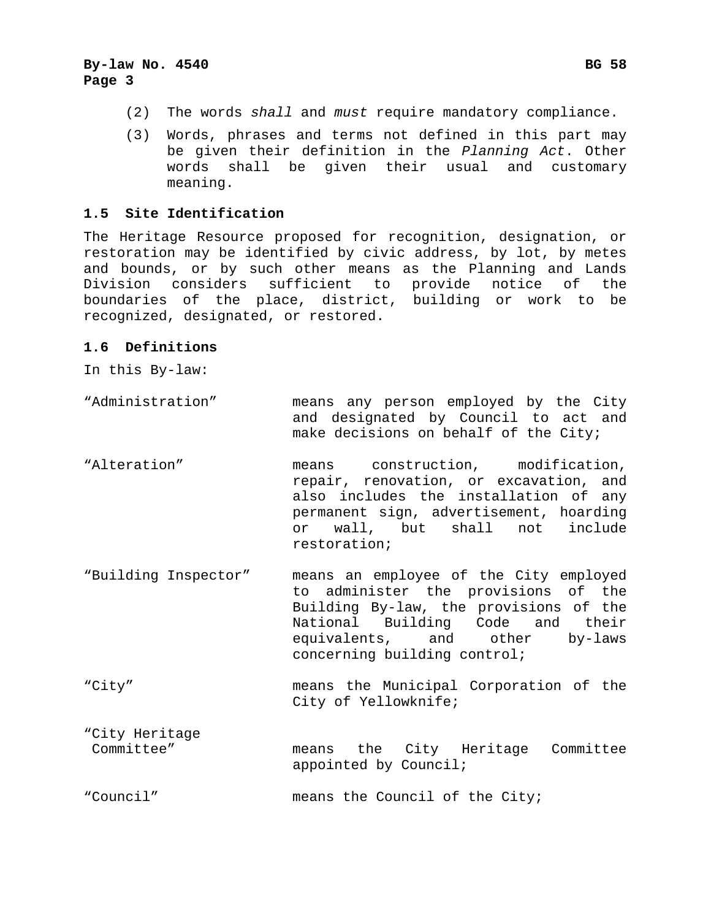(2) The words *shall* and *must* require mandatory compliance.

(3) Words, phrases and terms not defined in this part may be given their definition in the *Planning Act*. Other words shall be given their usual and customary meaning.

### 1.5 Site Identification

The Heritage Resource proposed for recognition, designation, or restoration may be identified by civic address, by lot, by metes and bounds, or by such other means as the Planning and Lands Division considers sufficient to provide notice of the boundaries of the place, district, building or work to be recognized, designated, or restored.

### 1.6 Definitions

In this By-law:

| | |
|---|---|
| “Administration” | means any person employed by the City and designated by Council to act and make decisions on behalf of the City; |
| “Alteration” | means construction, modification, repair, renovation, or excavation, and also includes the installation of any permanent sign, advertisement, hoarding or wall, but shall not include restoration; |
| “Building Inspector” | means an employee of the City employed to administer the provisions of the Building By-law, the provisions of the National Building Code and their equivalents, and other by-laws concerning building control; |
| “City” | means the Municipal Corporation of the City of Yellowknife; |
| “City Heritage Committee” | means the City Heritage Committee appointed by Council; |
| “Council” | means the Council of the City; |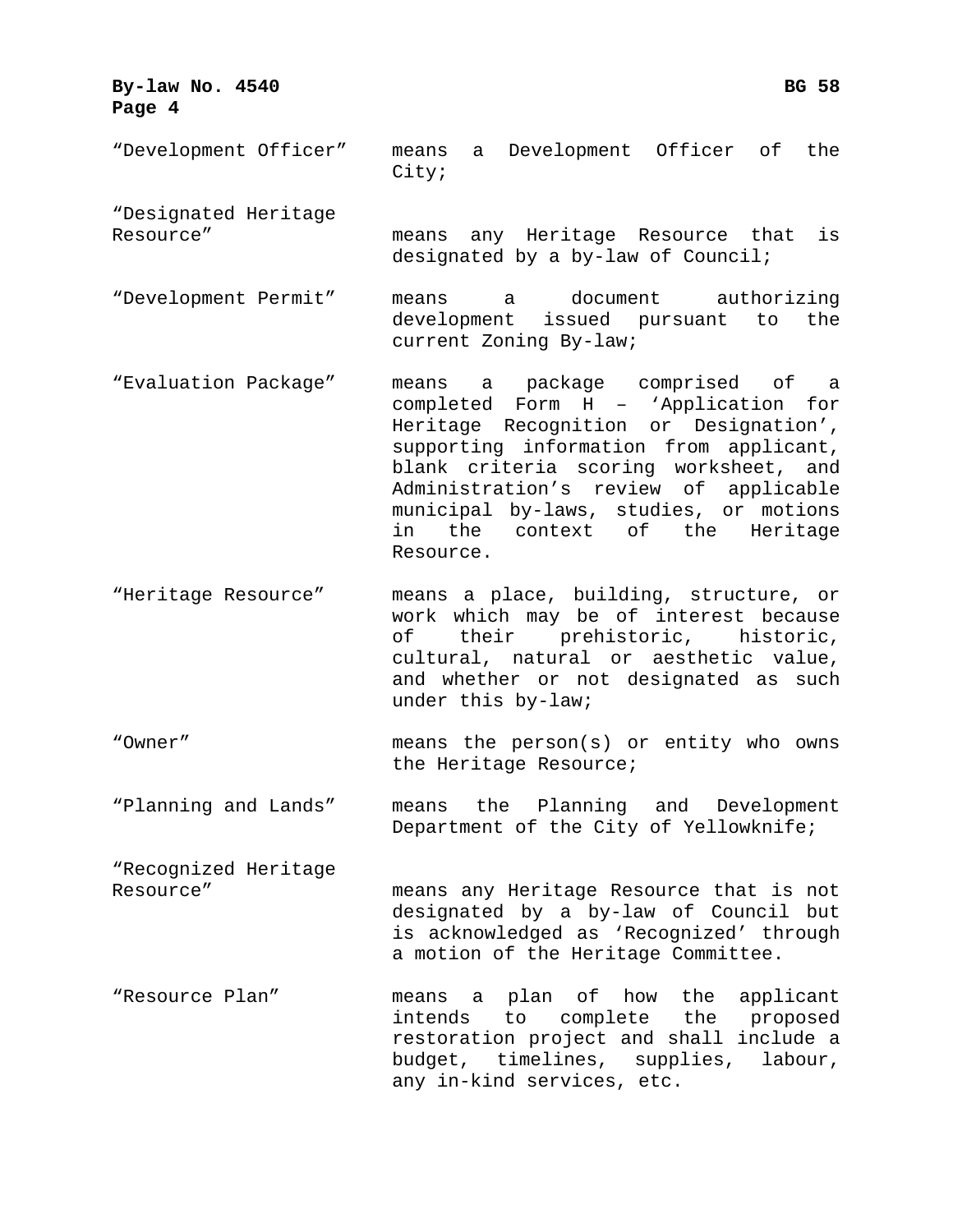"Development Officer" means a Development Officer of the City;

"Designated Heritage Resource" means any Heritage Resource that is designated by a by-law of Council;

"Development Permit" means a document authorizing development issued pursuant to the current Zoning By-law;

"Evaluation Package" means a package comprised of a completed Form H – 'Application for Heritage Recognition or Designation', supporting information from applicant, blank criteria scoring worksheet, and Administration's review of applicable municipal by-laws, studies, or motions in the context of the Heritage Resource.

"Heritage Resource" means a place, building, structure, or work which may be of interest because of their prehistoric, historic, cultural, natural or aesthetic value, and whether or not designated as such under this by-law;

"Owner" means the person(s) or entity who owns the Heritage Resource;

"Planning and Lands" means the Planning and Development Department of the City of Yellowknife;

"Recognized Heritage Resource" means any Heritage Resource that is not designated by a by-law of Council but is acknowledged as 'Recognized' through a motion of the Heritage Committee.

"Resource Plan" means a plan of how the applicant intends to complete the proposed restoration project and shall include a budget, timelines, supplies, labour, any in-kind services, etc.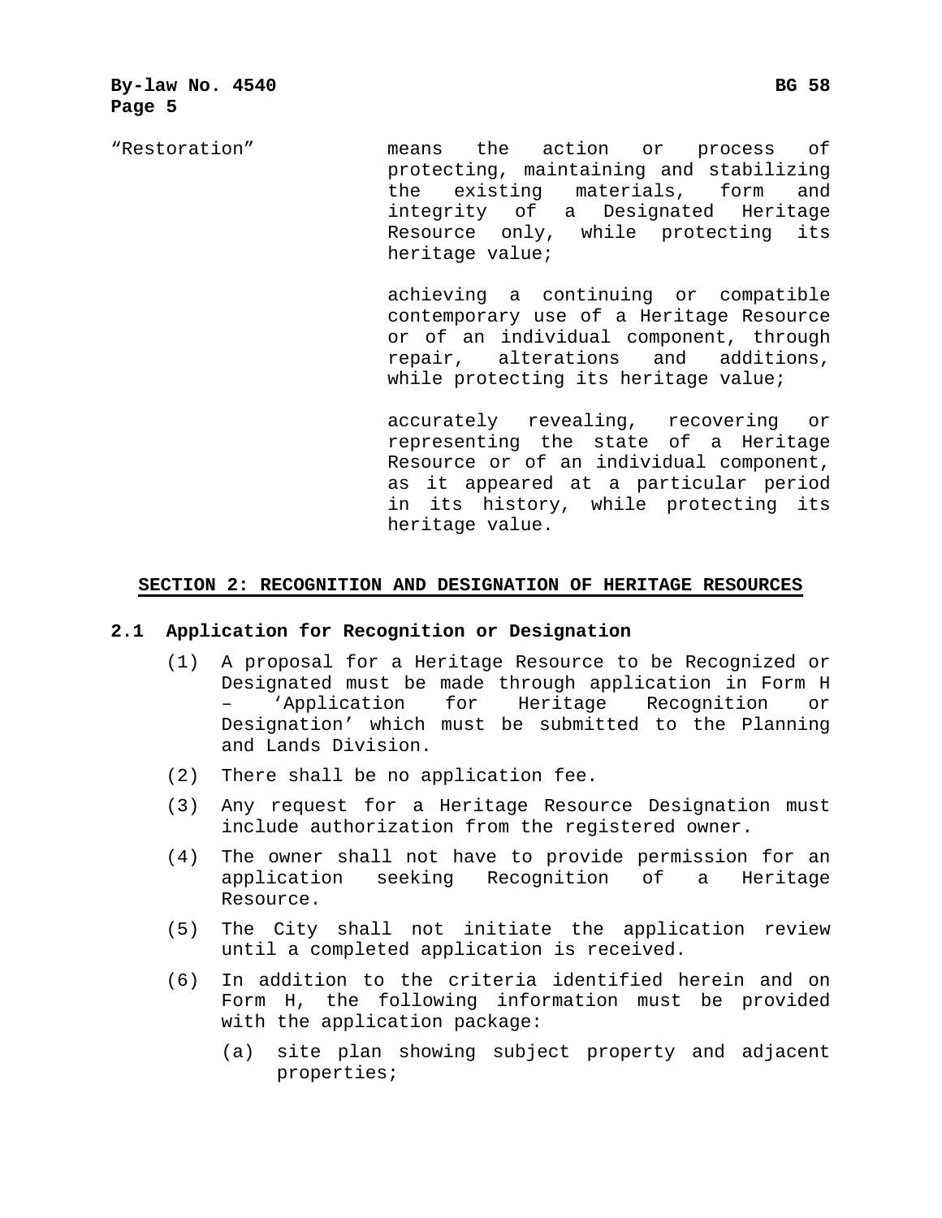"Restoration" means the action or process of protecting, maintaining and stabilizing the existing materials, form and integrity of a Designated Heritage Resource only, while protecting its heritage value;

achieving a continuing or compatible contemporary use of a Heritage Resource or of an individual component, through repair, alterations and additions, while protecting its heritage value;

accurately revealing, recovering or representing the state of a Heritage Resource or of an individual component, as it appeared at a particular period in its history, while protecting its heritage value.

## SECTION 2: RECOGNITION AND DESIGNATION OF HERITAGE RESOURCES

### 2.1 Application for Recognition or Designation

(1) A proposal for a Heritage Resource to be Recognized or Designated must be made through application in Form H – 'Application for Heritage Recognition or Designation' which must be submitted to the Planning and Lands Division.

(2) There shall be no application fee.

(3) Any request for a Heritage Resource Designation must include authorization from the registered owner.

(4) The owner shall not have to provide permission for an application seeking Recognition of a Heritage Resource.

(5) The City shall not initiate the application review until a completed application is received.

(6) In addition to the criteria identified herein and on Form H, the following information must be provided with the application package:

   (a) site plan showing subject property and adjacent properties;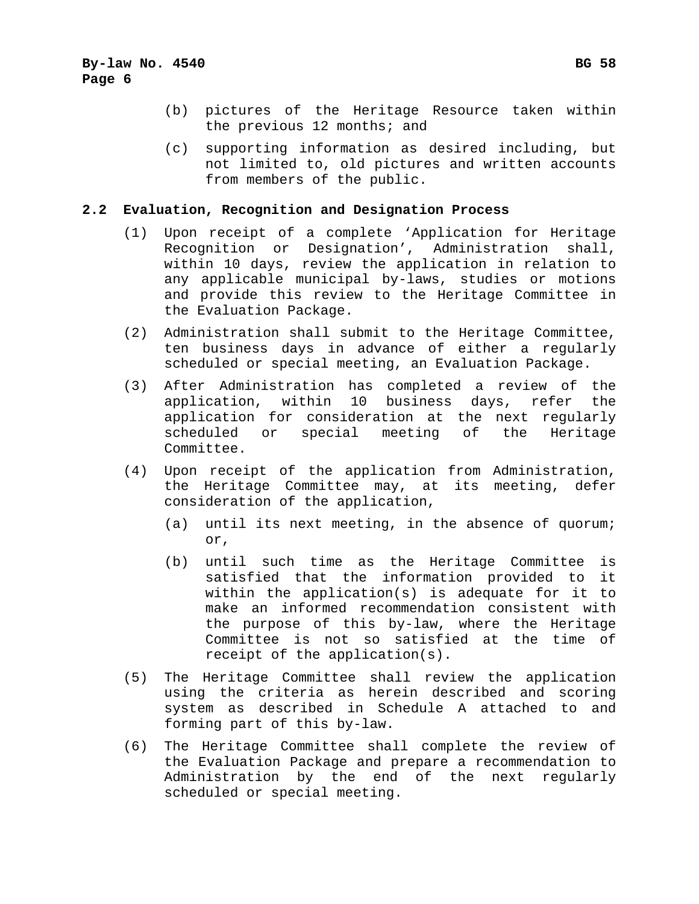(b) pictures of the Heritage Resource taken within the previous 12 months; and

(c) supporting information as desired including, but not limited to, old pictures and written accounts from members of the public.

**2.2 Evaluation, Recognition and Designation Process**

(1) Upon receipt of a complete 'Application for Heritage Recognition or Designation', Administration shall, within 10 days, review the application in relation to any applicable municipal by-laws, studies or motions and provide this review to the Heritage Committee in the Evaluation Package.

(2) Administration shall submit to the Heritage Committee, ten business days in advance of either a regularly scheduled or special meeting, an Evaluation Package.

(3) After Administration has completed a review of the application, within 10 business days, refer the application for consideration at the next regularly scheduled or special meeting of the Heritage Committee.

(4) Upon receipt of the application from Administration, the Heritage Committee may, at its meeting, defer consideration of the application,

  (a) until its next meeting, in the absence of quorum; or,

  (b) until such time as the Heritage Committee is satisfied that the information provided to it within the application(s) is adequate for it to make an informed recommendation consistent with the purpose of this by-law, where the Heritage Committee is not so satisfied at the time of receipt of the application(s).

(5) The Heritage Committee shall review the application using the criteria as herein described and scoring system as described in Schedule A attached to and forming part of this by-law.

(6) The Heritage Committee shall complete the review of the Evaluation Package and prepare a recommendation to Administration by the end of the next regularly scheduled or special meeting.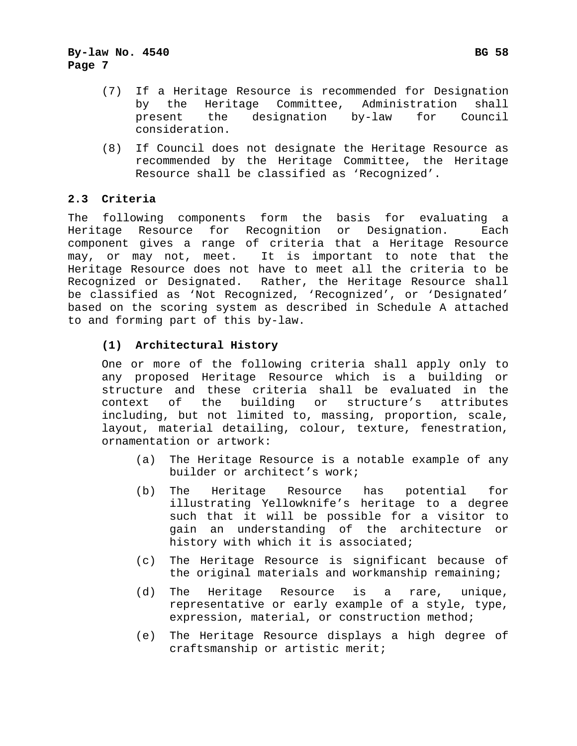(7) If a Heritage Resource is recommended for Designation by the Heritage Committee, Administration shall present the designation by-law for Council consideration.

(8) If Council does not designate the Heritage Resource as recommended by the Heritage Committee, the Heritage Resource shall be classified as ‘Recognized’.

### 2.3 Criteria

The following components form the basis for evaluating a Heritage Resource for Recognition or Designation. Each component gives a range of criteria that a Heritage Resource may, or may not, meet. It is important to note that the Heritage Resource does not have to meet all the criteria to be Recognized or Designated. Rather, the Heritage Resource shall be classified as ‘Not Recognized, ‘Recognized’, or ‘Designated’ based on the scoring system as described in Schedule A attached to and forming part of this by-law.

**(1) Architectural History**

One or more of the following criteria shall apply only to any proposed Heritage Resource which is a building or structure and these criteria shall be evaluated in the context of the building or structure’s attributes including, but not limited to, massing, proportion, scale, layout, material detailing, colour, texture, fenestration, ornamentation or artwork:

(a) The Heritage Resource is a notable example of any builder or architect’s work;

(b) The Heritage Resource has potential for illustrating Yellowknife’s heritage to a degree such that it will be possible for a visitor to gain an understanding of the architecture or history with which it is associated;

(c) The Heritage Resource is significant because of the original materials and workmanship remaining;

(d) The Heritage Resource is a rare, unique, representative or early example of a style, type, expression, material, or construction method;

(e) The Heritage Resource displays a high degree of craftsmanship or artistic merit;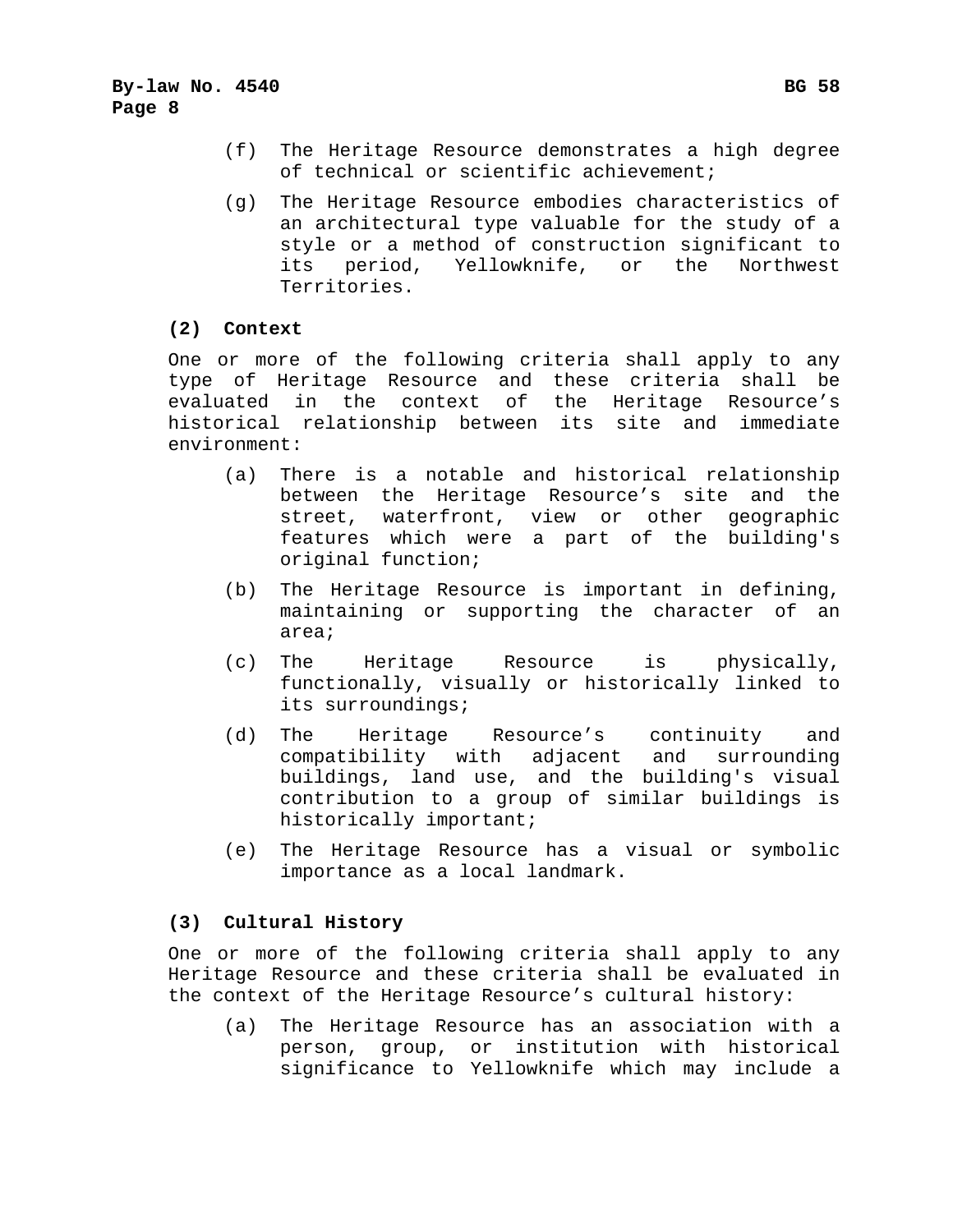(f) The Heritage Resource demonstrates a high degree of technical or scientific achievement;

(g) The Heritage Resource embodies characteristics of an architectural type valuable for the study of a style or a method of construction significant to its period, Yellowknife, or the Northwest Territories.

**(2) Context**

One or more of the following criteria shall apply to any type of Heritage Resource and these criteria shall be evaluated in the context of the Heritage Resource's historical relationship between its site and immediate environment:

(a) There is a notable and historical relationship between the Heritage Resource's site and the street, waterfront, view or other geographic features which were a part of the building's original function;

(b) The Heritage Resource is important in defining, maintaining or supporting the character of an area;

(c) The Heritage Resource is physically, functionally, visually or historically linked to its surroundings;

(d) The Heritage Resource's continuity and compatibility with adjacent and surrounding buildings, land use, and the building's visual contribution to a group of similar buildings is historically important;

(e) The Heritage Resource has a visual or symbolic importance as a local landmark.

**(3) Cultural History**

One or more of the following criteria shall apply to any Heritage Resource and these criteria shall be evaluated in the context of the Heritage Resource's cultural history:

(a) The Heritage Resource has an association with a person, group, or institution with historical significance to Yellowknife which may include a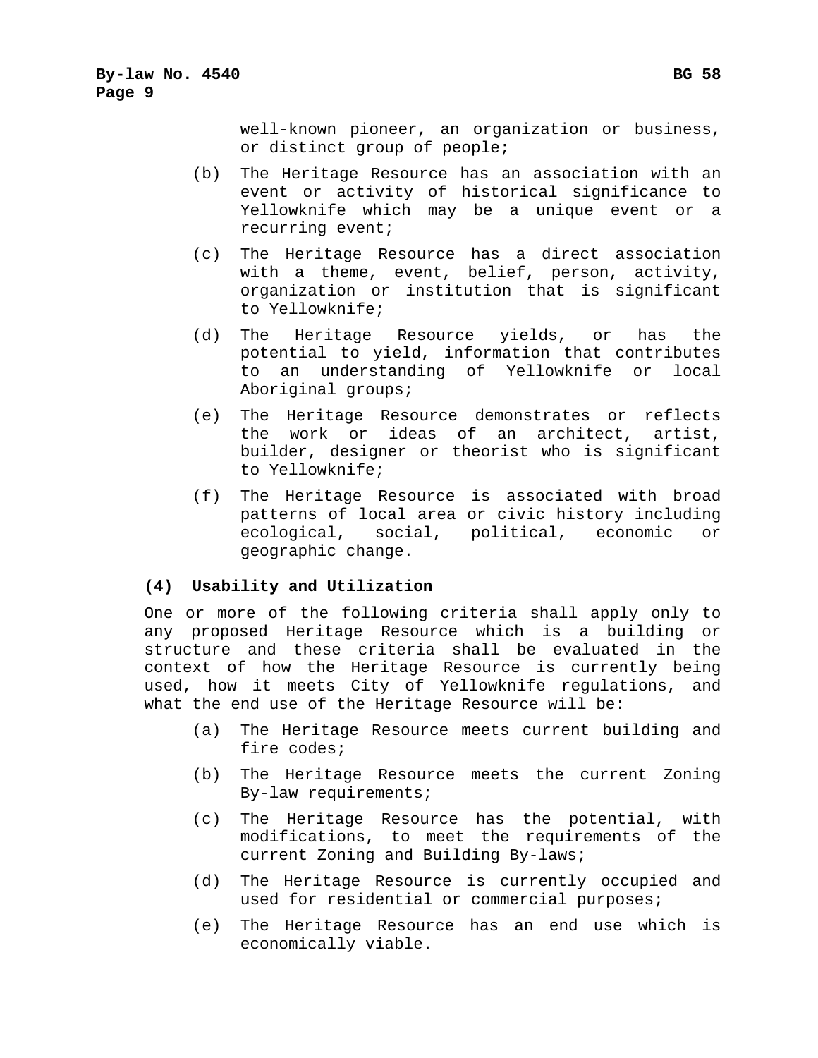well-known pioneer, an organization or business, or distinct group of people;

(b) The Heritage Resource has an association with an event or activity of historical significance to Yellowknife which may be a unique event or a recurring event;

(c) The Heritage Resource has a direct association with a theme, event, belief, person, activity, organization or institution that is significant to Yellowknife;

(d) The Heritage Resource yields, or has the potential to yield, information that contributes to an understanding of Yellowknife or local Aboriginal groups;

(e) The Heritage Resource demonstrates or reflects the work or ideas of an architect, artist, builder, designer or theorist who is significant to Yellowknife;

(f) The Heritage Resource is associated with broad patterns of local area or civic history including ecological, social, political, economic or geographic change.

**(4) Usability and Utilization**

One or more of the following criteria shall apply only to any proposed Heritage Resource which is a building or structure and these criteria shall be evaluated in the context of how the Heritage Resource is currently being used, how it meets City of Yellowknife regulations, and what the end use of the Heritage Resource will be:

(a) The Heritage Resource meets current building and fire codes;

(b) The Heritage Resource meets the current Zoning By-law requirements;

(c) The Heritage Resource has the potential, with modifications, to meet the requirements of the current Zoning and Building By-laws;

(d) The Heritage Resource is currently occupied and used for residential or commercial purposes;

(e) The Heritage Resource has an end use which is economically viable.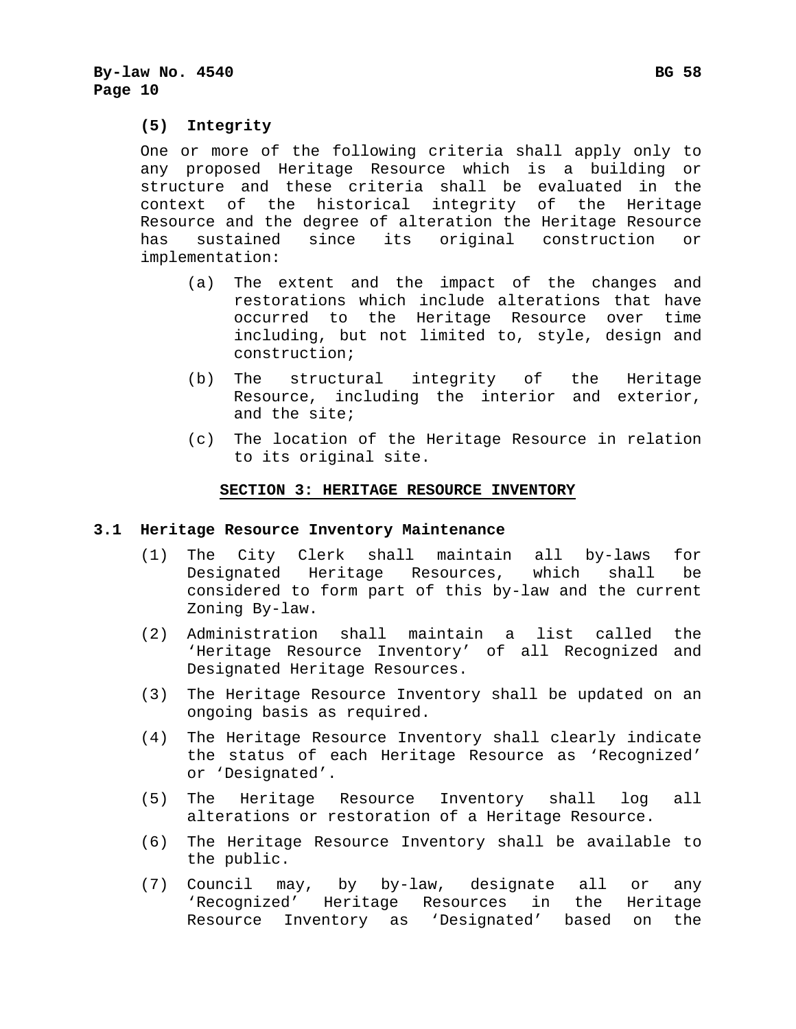**(5) Integrity**

One or more of the following criteria shall apply only to any proposed Heritage Resource which is a building or structure and these criteria shall be evaluated in the context of the historical integrity of the Heritage Resource and the degree of alteration the Heritage Resource has sustained since its original construction or implementation:

(a) The extent and the impact of the changes and restorations which include alterations that have occurred to the Heritage Resource over time including, but not limited to, style, design and construction;

(b) The structural integrity of the Heritage Resource, including the interior and exterior, and the site;

(c) The location of the Heritage Resource in relation to its original site.

## SECTION 3: HERITAGE RESOURCE INVENTORY

### 3.1 Heritage Resource Inventory Maintenance

(1) The City Clerk shall maintain all by-laws for Designated Heritage Resources, which shall be considered to form part of this by-law and the current Zoning By-law.

(2) Administration shall maintain a list called the 'Heritage Resource Inventory' of all Recognized and Designated Heritage Resources.

(3) The Heritage Resource Inventory shall be updated on an ongoing basis as required.

(4) The Heritage Resource Inventory shall clearly indicate the status of each Heritage Resource as 'Recognized' or 'Designated'.

(5) The Heritage Resource Inventory shall log all alterations or restoration of a Heritage Resource.

(6) The Heritage Resource Inventory shall be available to the public.

(7) Council may, by by-law, designate all or any 'Recognized' Heritage Resources in the Heritage Resource Inventory as 'Designated' based on the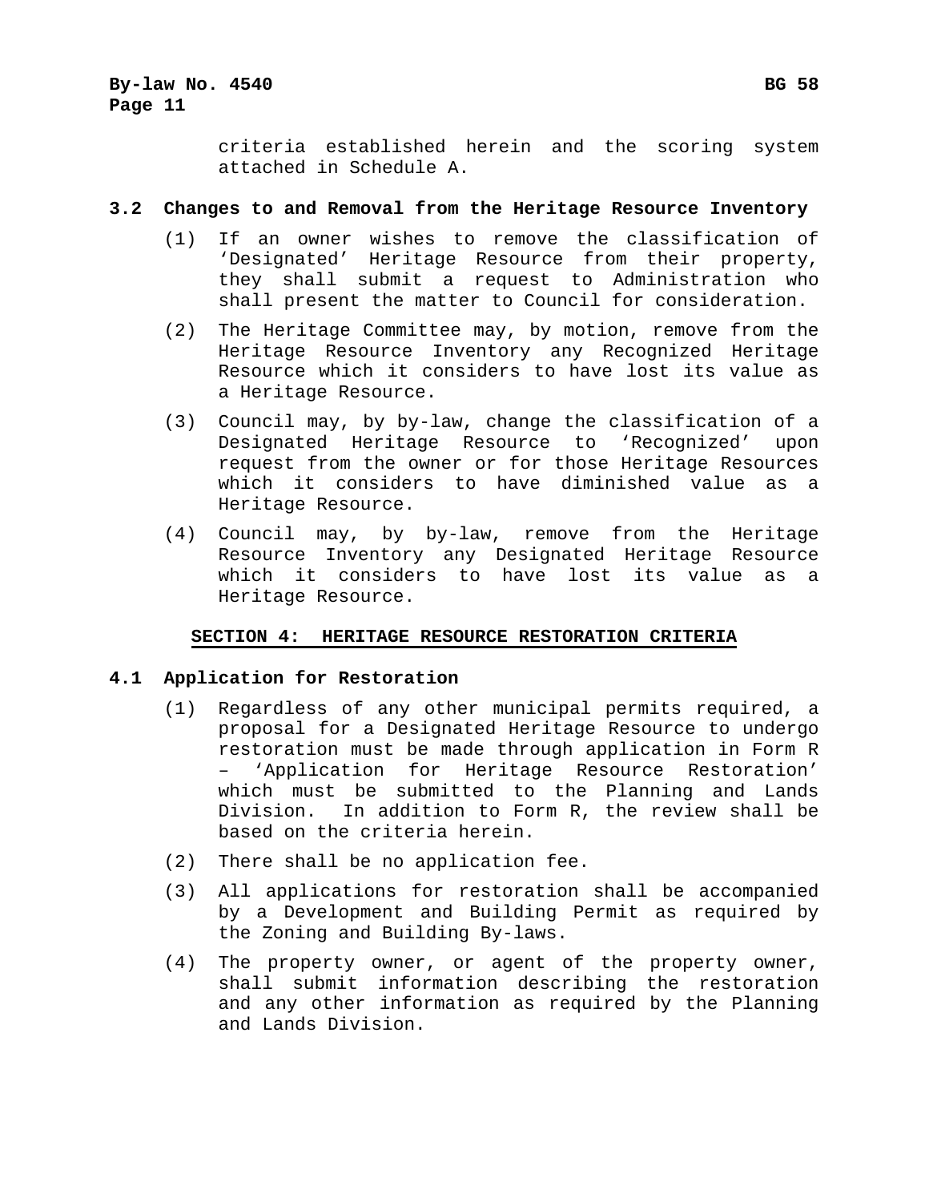criteria established herein and the scoring system attached in Schedule A.

### 3.2 Changes to and Removal from the Heritage Resource Inventory

(1) If an owner wishes to remove the classification of 'Designated' Heritage Resource from their property, they shall submit a request to Administration who shall present the matter to Council for consideration.

(2) The Heritage Committee may, by motion, remove from the Heritage Resource Inventory any Recognized Heritage Resource which it considers to have lost its value as a Heritage Resource.

(3) Council may, by by-law, change the classification of a Designated Heritage Resource to 'Recognized' upon request from the owner or for those Heritage Resources which it considers to have diminished value as a Heritage Resource.

(4) Council may, by by-law, remove from the Heritage Resource Inventory any Designated Heritage Resource which it considers to have lost its value as a Heritage Resource.

## SECTION 4: HERITAGE RESOURCE RESTORATION CRITERIA

### 4.1 Application for Restoration

(1) Regardless of any other municipal permits required, a proposal for a Designated Heritage Resource to undergo restoration must be made through application in Form R – 'Application for Heritage Resource Restoration' which must be submitted to the Planning and Lands Division. In addition to Form R, the review shall be based on the criteria herein.

(2) There shall be no application fee.

(3) All applications for restoration shall be accompanied by a Development and Building Permit as required by the Zoning and Building By-laws.

(4) The property owner, or agent of the property owner, shall submit information describing the restoration and any other information as required by the Planning and Lands Division.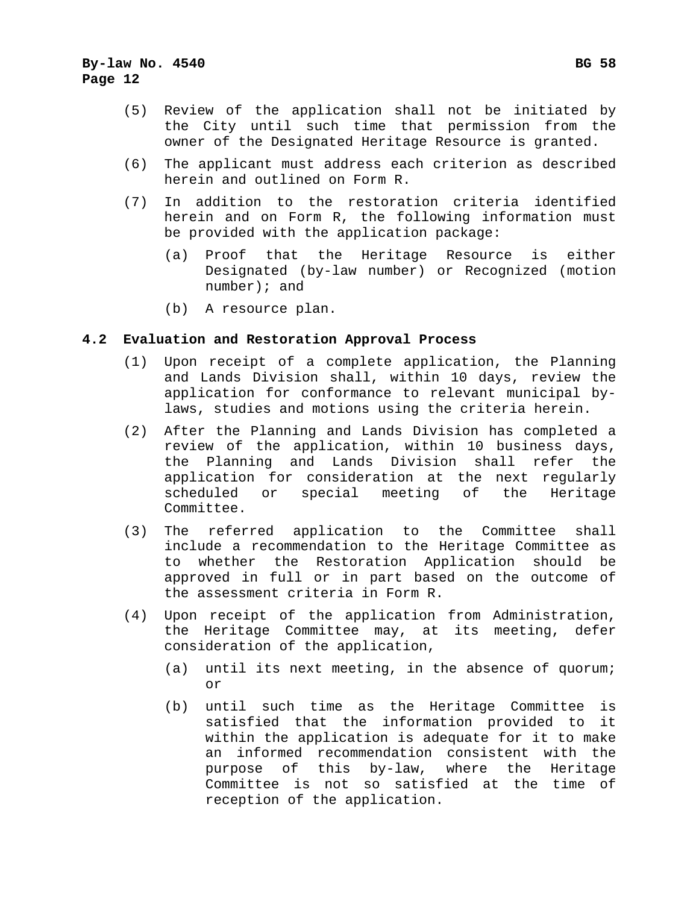(5) Review of the application shall not be initiated by the City until such time that permission from the owner of the Designated Heritage Resource is granted.

(6) The applicant must address each criterion as described herein and outlined on Form R.

(7) In addition to the restoration criteria identified herein and on Form R, the following information must be provided with the application package:

   (a) Proof that the Heritage Resource is either Designated (by-law number) or Recognized (motion number); and

   (b) A resource plan.

### 4.2 Evaluation and Restoration Approval Process

(1) Upon receipt of a complete application, the Planning and Lands Division shall, within 10 days, review the application for conformance to relevant municipal by-laws, studies and motions using the criteria herein.

(2) After the Planning and Lands Division has completed a review of the application, within 10 business days, the Planning and Lands Division shall refer the application for consideration at the next regularly scheduled or special meeting of the Heritage Committee.

(3) The referred application to the Committee shall include a recommendation to the Heritage Committee as to whether the Restoration Application should be approved in full or in part based on the outcome of the assessment criteria in Form R.

(4) Upon receipt of the application from Administration, the Heritage Committee may, at its meeting, defer consideration of the application,

   (a) until its next meeting, in the absence of quorum; or

   (b) until such time as the Heritage Committee is satisfied that the information provided to it within the application is adequate for it to make an informed recommendation consistent with the purpose of this by-law, where the Heritage Committee is not so satisfied at the time of reception of the application.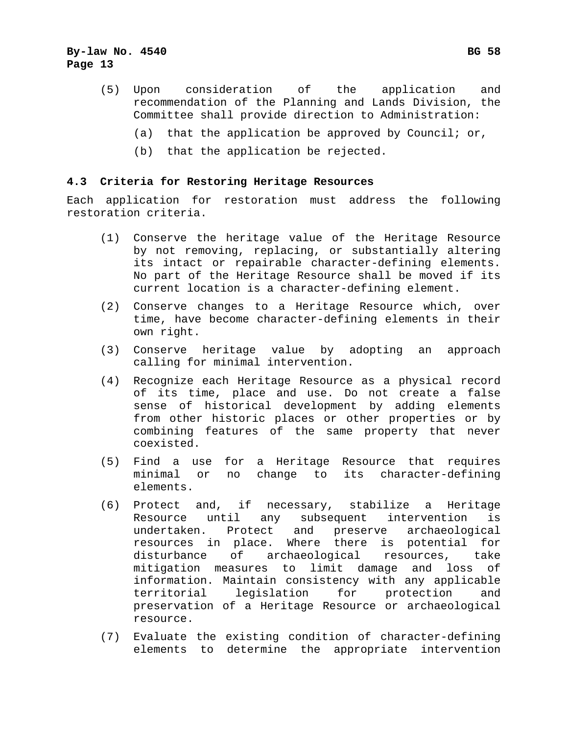(5) Upon consideration of the application and recommendation of the Planning and Lands Division, the Committee shall provide direction to Administration:

   (a) that the application be approved by Council; or,

   (b) that the application be rejected.

### 4.3 Criteria for Restoring Heritage Resources

Each application for restoration must address the following restoration criteria.

(1) Conserve the heritage value of the Heritage Resource by not removing, replacing, or substantially altering its intact or repairable character-defining elements. No part of the Heritage Resource shall be moved if its current location is a character-defining element.

(2) Conserve changes to a Heritage Resource which, over time, have become character-defining elements in their own right.

(3) Conserve heritage value by adopting an approach calling for minimal intervention.

(4) Recognize each Heritage Resource as a physical record of its time, place and use. Do not create a false sense of historical development by adding elements from other historic places or other properties or by combining features of the same property that never coexisted.

(5) Find a use for a Heritage Resource that requires minimal or no change to its character-defining elements.

(6) Protect and, if necessary, stabilize a Heritage Resource until any subsequent intervention is undertaken. Protect and preserve archaeological resources in place. Where there is potential for disturbance of archaeological resources, take mitigation measures to limit damage and loss of information. Maintain consistency with any applicable territorial legislation for protection and preservation of a Heritage Resource or archaeological resource.

(7) Evaluate the existing condition of character-defining elements to determine the appropriate intervention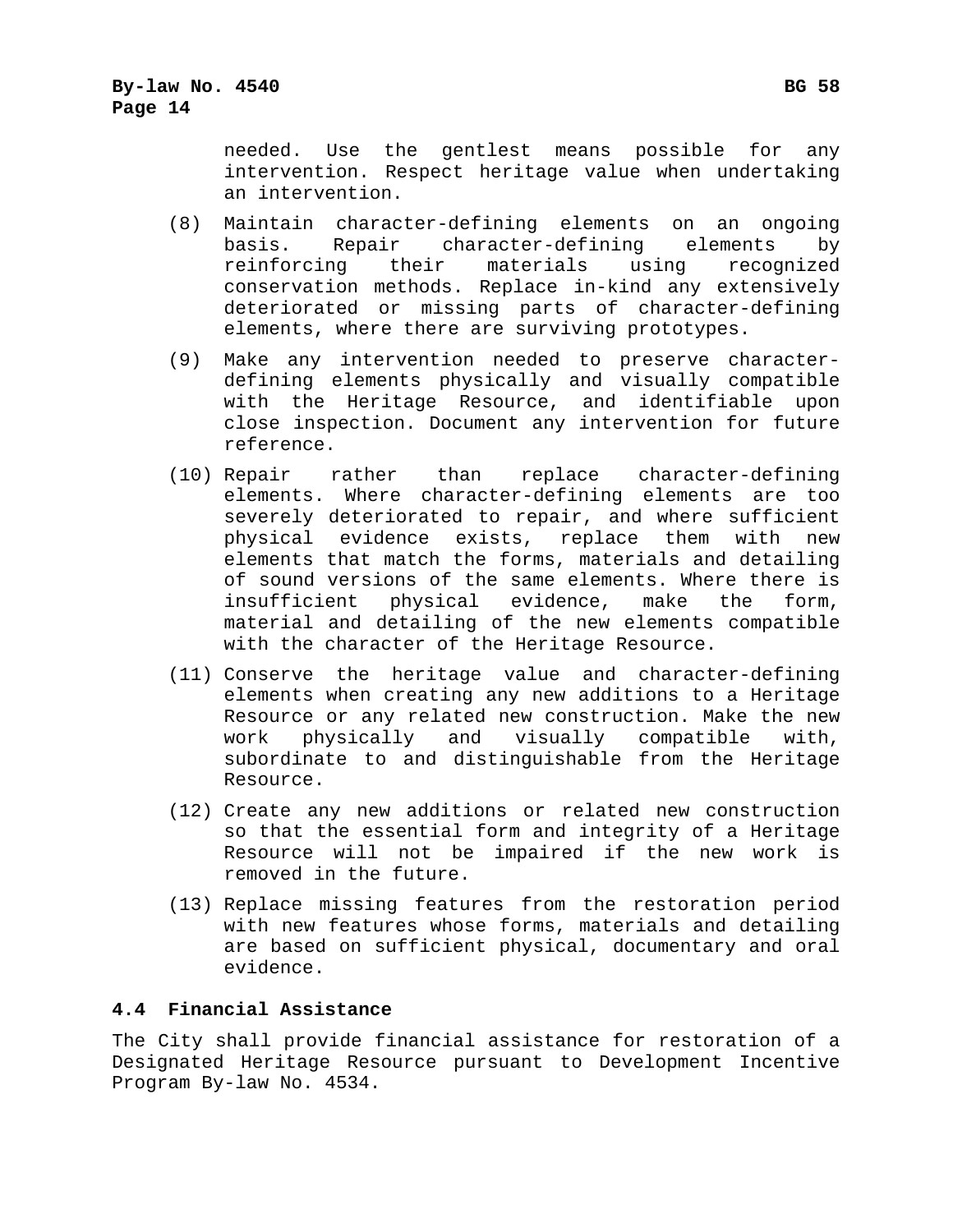needed. Use the gentlest means possible for any intervention. Respect heritage value when undertaking an intervention.

(8) Maintain character-defining elements on an ongoing basis. Repair character-defining elements by reinforcing their materials using recognized conservation methods. Replace in-kind any extensively deteriorated or missing parts of character-defining elements, where there are surviving prototypes.

(9) Make any intervention needed to preserve character-defining elements physically and visually compatible with the Heritage Resource, and identifiable upon close inspection. Document any intervention for future reference.

(10) Repair rather than replace character-defining elements. Where character-defining elements are too severely deteriorated to repair, and where sufficient physical evidence exists, replace them with new elements that match the forms, materials and detailing of sound versions of the same elements. Where there is insufficient physical evidence, make the form, material and detailing of the new elements compatible with the character of the Heritage Resource.

(11) Conserve the heritage value and character-defining elements when creating any new additions to a Heritage Resource or any related new construction. Make the new work physically and visually compatible with, subordinate to and distinguishable from the Heritage Resource.

(12) Create any new additions or related new construction so that the essential form and integrity of a Heritage Resource will not be impaired if the new work is removed in the future.

(13) Replace missing features from the restoration period with new features whose forms, materials and detailing are based on sufficient physical, documentary and oral evidence.

### 4.4 Financial Assistance

The City shall provide financial assistance for restoration of a Designated Heritage Resource pursuant to Development Incentive Program By-law No. 4534.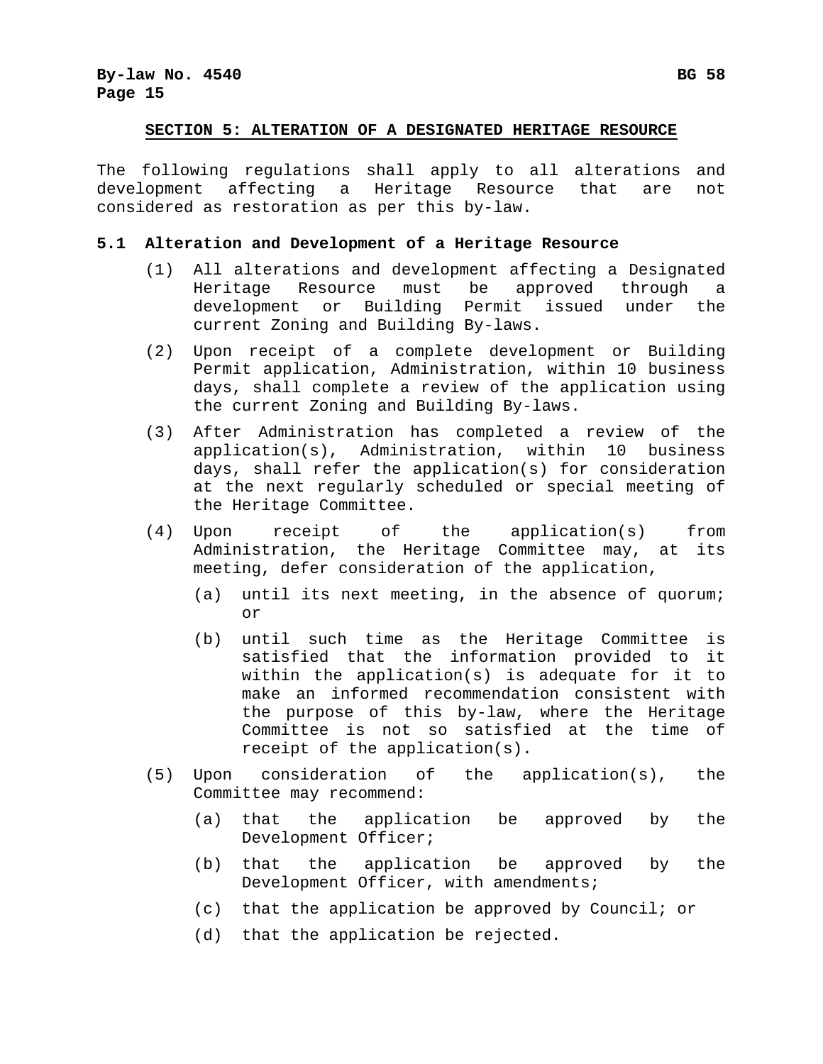## SECTION 5: ALTERATION OF A DESIGNATED HERITAGE RESOURCE

The following regulations shall apply to all alterations and development affecting a Heritage Resource that are not considered as restoration as per this by-law.

### 5.1 Alteration and Development of a Heritage Resource

(1) All alterations and development affecting a Designated Heritage Resource must be approved through a development or Building Permit issued under the current Zoning and Building By-laws.

(2) Upon receipt of a complete development or Building Permit application, Administration, within 10 business days, shall complete a review of the application using the current Zoning and Building By-laws.

(3) After Administration has completed a review of the application(s), Administration, within 10 business days, shall refer the application(s) for consideration at the next regularly scheduled or special meeting of the Heritage Committee.

(4) Upon receipt of the application(s) from Administration, the Heritage Committee may, at its meeting, defer consideration of the application,

  (a) until its next meeting, in the absence of quorum; or

  (b) until such time as the Heritage Committee is satisfied that the information provided to it within the application(s) is adequate for it to make an informed recommendation consistent with the purpose of this by-law, where the Heritage Committee is not so satisfied at the time of receipt of the application(s).

(5) Upon consideration of the application(s), the Committee may recommend:

  (a) that the application be approved by the Development Officer;

  (b) that the application be approved by the Development Officer, with amendments;

  (c) that the application be approved by Council; or

  (d) that the application be rejected.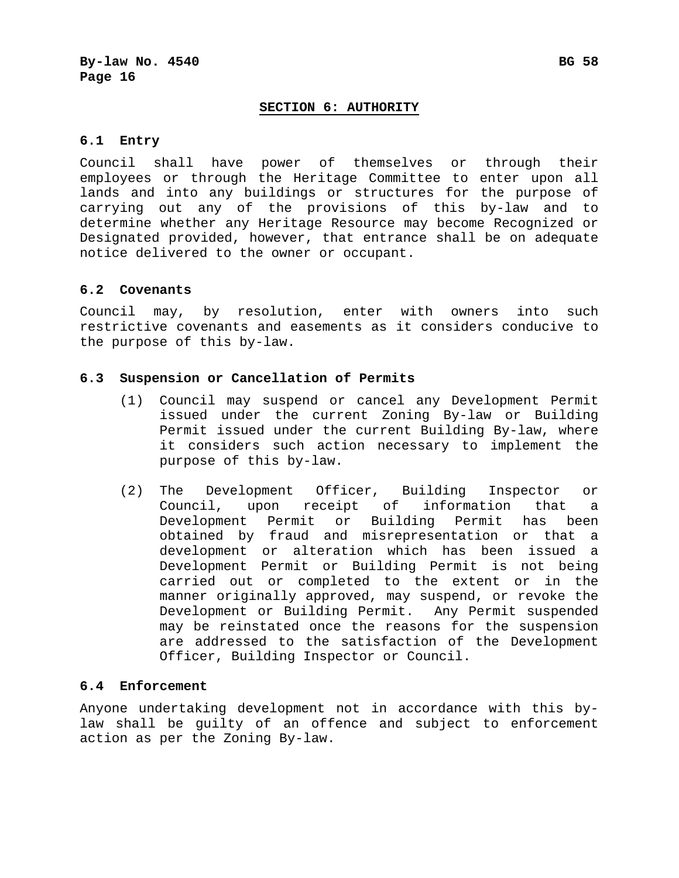## SECTION 6: AUTHORITY

### 6.1 Entry

Council shall have power of themselves or through their employees or through the Heritage Committee to enter upon all lands and into any buildings or structures for the purpose of carrying out any of the provisions of this by-law and to determine whether any Heritage Resource may become Recognized or Designated provided, however, that entrance shall be on adequate notice delivered to the owner or occupant.

### 6.2 Covenants

Council may, by resolution, enter with owners into such restrictive covenants and easements as it considers conducive to the purpose of this by-law.

### 6.3 Suspension or Cancellation of Permits

(1) Council may suspend or cancel any Development Permit issued under the current Zoning By-law or Building Permit issued under the current Building By-law, where it considers such action necessary to implement the purpose of this by-law.

(2) The Development Officer, Building Inspector or Council, upon receipt of information that a Development Permit or Building Permit has been obtained by fraud and misrepresentation or that a development or alteration which has been issued a Development Permit or Building Permit is not being carried out or completed to the extent or in the manner originally approved, may suspend, or revoke the Development or Building Permit. Any Permit suspended may be reinstated once the reasons for the suspension are addressed to the satisfaction of the Development Officer, Building Inspector or Council.

### 6.4 Enforcement

Anyone undertaking development not in accordance with this by-law shall be guilty of an offence and subject to enforcement action as per the Zoning By-law.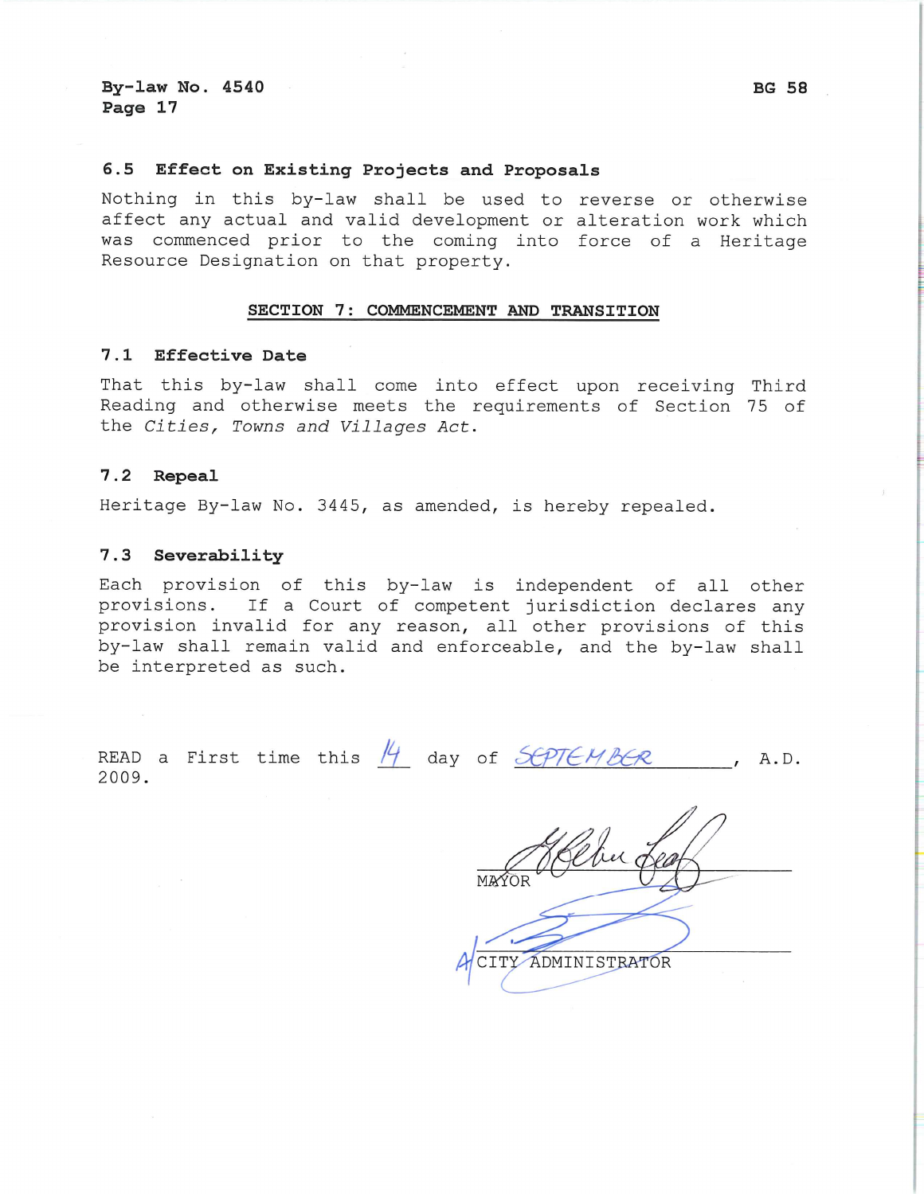### 6.5 Effect on Existing Projects and Proposals

Nothing in this by-law shall be used to reverse or otherwise affect any actual and valid development or alteration work which was commenced prior to the coming into force of a Heritage Resource Designation on that property.

## SECTION 7: COMMENCEMENT AND TRANSITION

### 7.1 Effective Date

That this by-law shall come into effect upon receiving Third Reading and otherwise meets the requirements of Section 75 of the *Cities, Towns and Villages Act*.

### 7.2 Repeal

Heritage By-law No. 3445, as amended, is hereby repealed.

### 7.3 Severability

Each provision of this by-law is independent of all other provisions. If a Court of competent jurisdiction declares any provision invalid for any reason, all other provisions of this by-law shall remain valid and enforceable, and the by-law shall be interpreted as such.

READ a First time this 14 day of SEPTEMBER, A.D. 2009.

MAYOR

CITY ADMINISTRATOR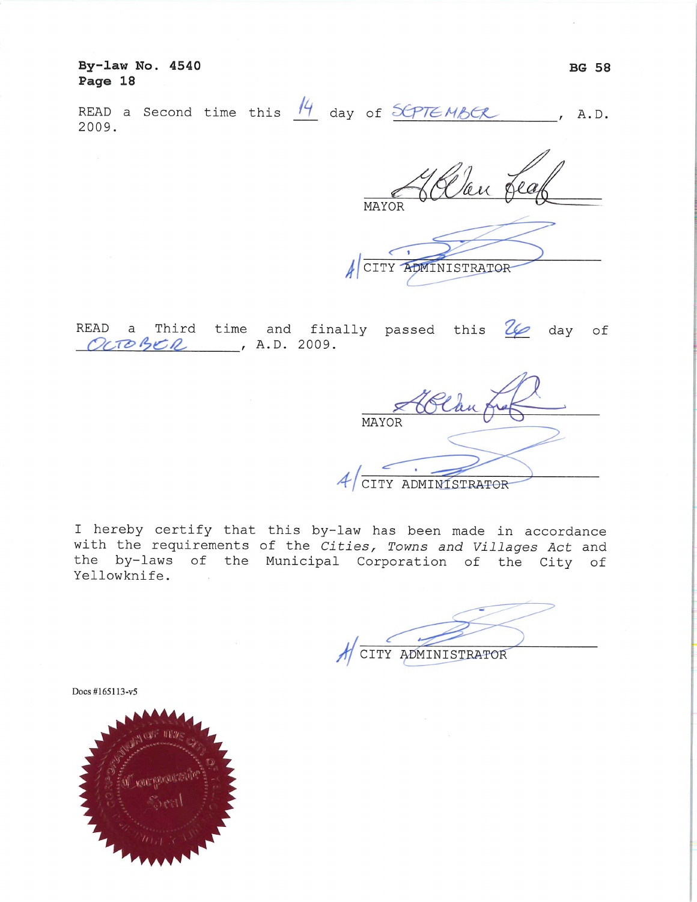**By-law No. 4540**
**Page 18**

**BG 58**

READ a Second time this 14 day of SEPTEMBER, A.D. 2009.

MAYOR

CITY ADMINISTRATOR

READ a Third time and finally passed this 26 day of OCTOBER, A.D. 2009.

MAYOR

CITY ADMINISTRATOR

I hereby certify that this by-law has been made in accordance with the requirements of the *Cities, Towns and Villages Act* and the by-laws of the Municipal Corporation of the City of Yellowknife.

CITY ADMINISTRATOR

Docs #165113-v5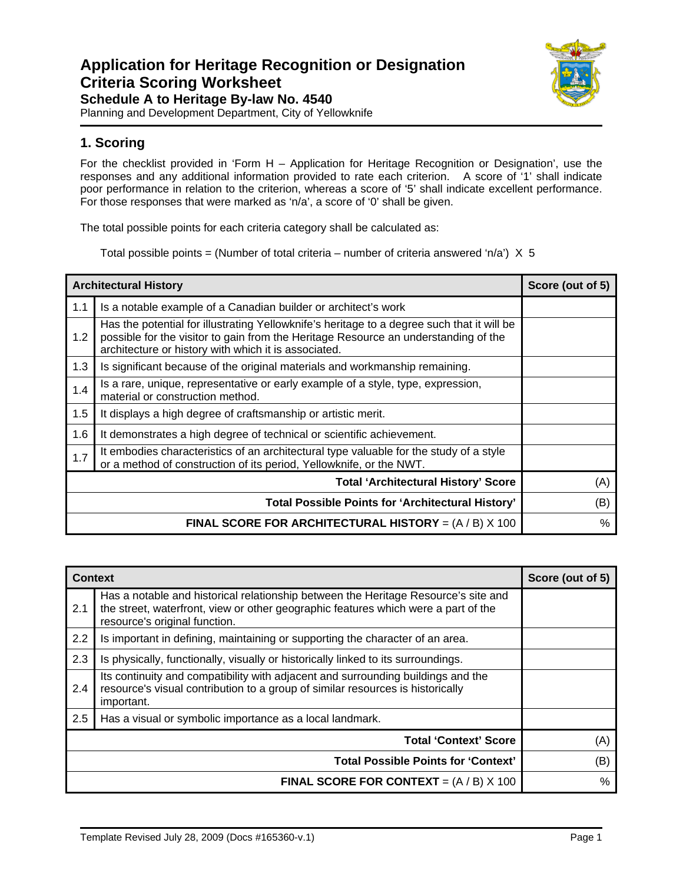# Application for Heritage Recognition or Designation
# Criteria Scoring Worksheet

### Schedule A to Heritage By-law No. 4540

Planning and Development Department, City of Yellowknife

## 1. Scoring

For the checklist provided in 'Form H – Application for Heritage Recognition or Designation', use the responses and any additional information provided to rate each criterion. A score of '1' shall indicate poor performance in relation to the criterion, whereas a score of '5' shall indicate excellent performance. For those responses that were marked as 'n/a', a score of '0' shall be given.

The total possible points for each criteria category shall be calculated as:

Total possible points = (Number of total criteria – number of criteria answered 'n/a') X 5

| | **Architectural History** | **Score (out of 5)** |
|---|---|---|
| 1.1 | Is a notable example of a Canadian builder or architect's work | |
| 1.2 | Has the potential for illustrating Yellowknife's heritage to a degree such that it will be possible for the visitor to gain from the Heritage Resource an understanding of the architecture or history with which it is associated. | |
| 1.3 | Is significant because of the original materials and workmanship remaining. | |
| 1.4 | Is a rare, unique, representative or early example of a style, type, expression, material or construction method. | |
| 1.5 | It displays a high degree of craftsmanship or artistic merit. | |
| 1.6 | It demonstrates a high degree of technical or scientific achievement. | |
| 1.7 | It embodies characteristics of an architectural type valuable for the study of a style or a method of construction of its period, Yellowknife, or the NWT. | |
| | **Total 'Architectural History' Score** | (A) |
| | **Total Possible Points for 'Architectural History'** | (B) |
| | **FINAL SCORE FOR ARCHITECTURAL HISTORY** = (A / B) X 100 | % |

| | **Context** | **Score (out of 5)** |
|---|---|---|
| 2.1 | Has a notable and historical relationship between the Heritage Resource's site and the street, waterfront, view or other geographic features which were a part of the resource's original function. | |
| 2.2 | Is important in defining, maintaining or supporting the character of an area. | |
| 2.3 | Is physically, functionally, visually or historically linked to its surroundings. | |
| 2.4 | Its continuity and compatibility with adjacent and surrounding buildings and the resource's visual contribution to a group of similar resources is historically important. | |
| 2.5 | Has a visual or symbolic importance as a local landmark. | |
| | **Total 'Context' Score** | (A) |
| | **Total Possible Points for 'Context'** | (B) |
| | **FINAL SCORE FOR CONTEXT** = (A / B) X 100 | % |

Template Revised July 28, 2009 (Docs #165360-v.1)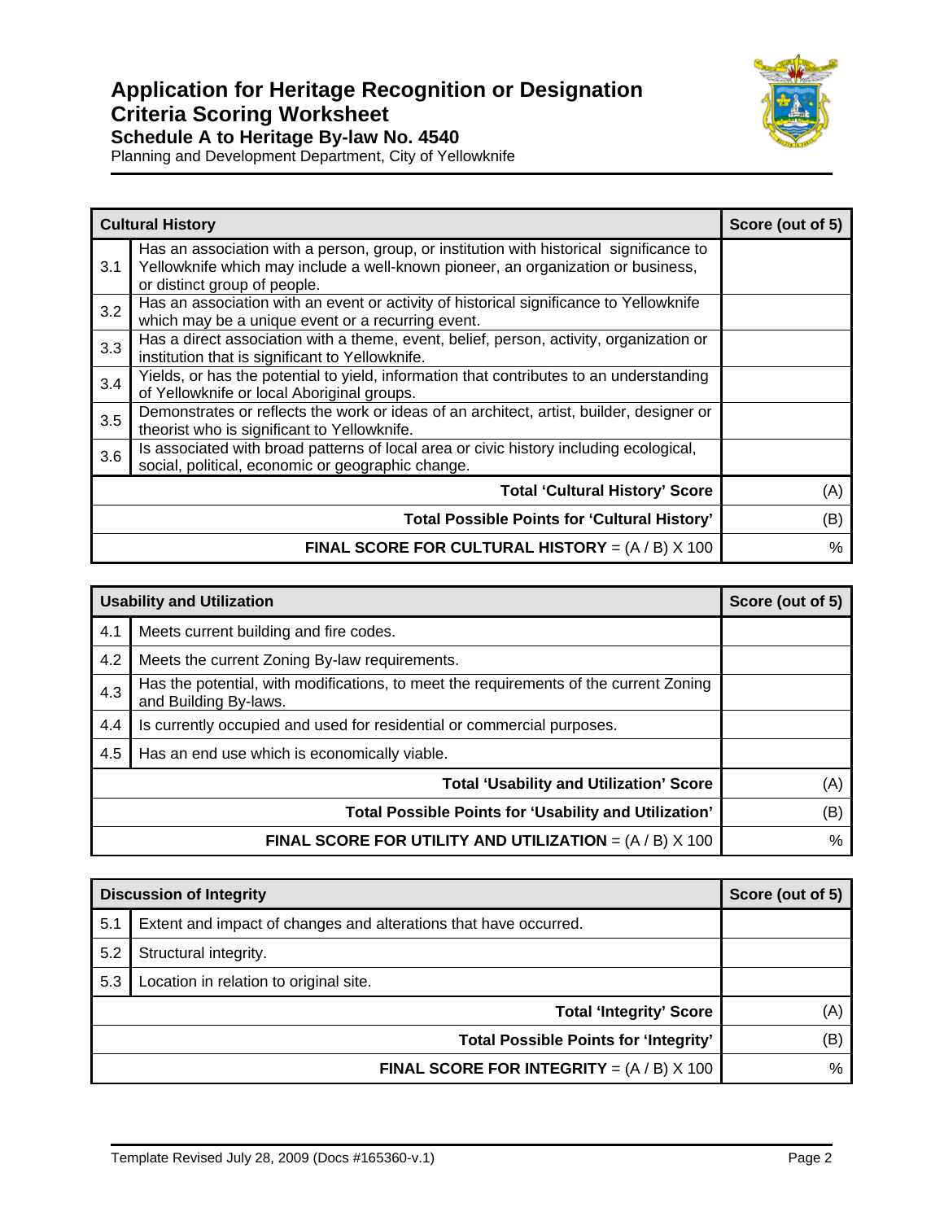# Application for Heritage Recognition or Designation Criteria Scoring Worksheet

## Schedule A to Heritage By-law No. 4540

Planning and Development Department, City of Yellowknife

| Cultural History | | Score (out of 5) |
|---|---|---|
| 3.1 | Has an association with a person, group, or institution with historical significance to Yellowknife which may include a well-known pioneer, an organization or business, or distinct group of people. | |
| 3.2 | Has an association with an event or activity of historical significance to Yellowknife which may be a unique event or a recurring event. | |
| 3.3 | Has a direct association with a theme, event, belief, person, activity, organization or institution that is significant to Yellowknife. | |
| 3.4 | Yields, or has the potential to yield, information that contributes to an understanding of Yellowknife or local Aboriginal groups. | |
| 3.5 | Demonstrates or reflects the work or ideas of an architect, artist, builder, designer or theorist who is significant to Yellowknife. | |
| 3.6 | Is associated with broad patterns of local area or civic history including ecological, social, political, economic or geographic change. | |
| | **Total 'Cultural History' Score** | (A) |
| | **Total Possible Points for 'Cultural History'** | (B) |
| | **FINAL SCORE FOR CULTURAL HISTORY** = (A / B) X 100 | % |

| Usability and Utilization | | Score (out of 5) |
|---|---|---|
| 4.1 | Meets current building and fire codes. | |
| 4.2 | Meets the current Zoning By-law requirements. | |
| 4.3 | Has the potential, with modifications, to meet the requirements of the current Zoning and Building By-laws. | |
| 4.4 | Is currently occupied and used for residential or commercial purposes. | |
| 4.5 | Has an end use which is economically viable. | |
| | **Total 'Usability and Utilization' Score** | (A) |
| | **Total Possible Points for 'Usability and Utilization'** | (B) |
| | **FINAL SCORE FOR UTILITY AND UTILIZATION** = (A / B) X 100 | % |

| Discussion of Integrity | | Score (out of 5) |
|---|---|---|
| 5.1 | Extent and impact of changes and alterations that have occurred. | |
| 5.2 | Structural integrity. | |
| 5.3 | Location in relation to original site. | |
| | **Total 'Integrity' Score** | (A) |
| | **Total Possible Points for 'Integrity'** | (B) |
| | **FINAL SCORE FOR INTEGRITY** = (A / B) X 100 | % |

Template Revised July 28, 2009 (Docs #165360-v.1)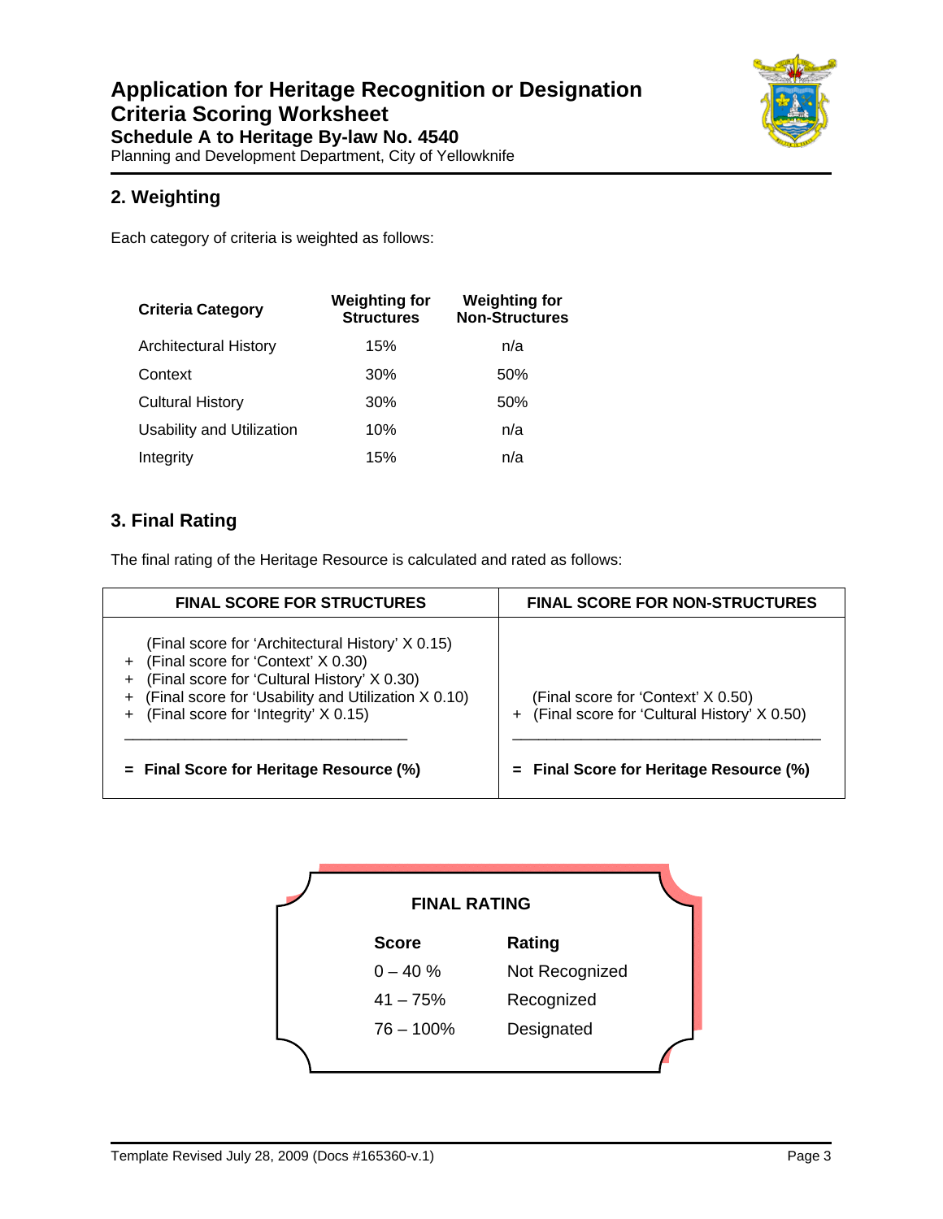# Application for Heritage Recognition or Designation
# Criteria Scoring Worksheet
### Schedule A to Heritage By-law No. 4540
Planning and Development Department, City of Yellowknife

## 2. Weighting

Each category of criteria is weighted as follows:

| Criteria Category | Weighting for Structures | Weighting for Non-Structures |
|---|---|---|
| Architectural History | 15% | n/a |
| Context | 30% | 50% |
| Cultural History | 30% | 50% |
| Usability and Utilization | 10% | n/a |
| Integrity | 15% | n/a |

## 3. Final Rating

The final rating of the Heritage Resource is calculated and rated as follows:

| FINAL SCORE FOR STRUCTURES | FINAL SCORE FOR NON-STRUCTURES |
|---|---|
| (Final score for 'Architectural History' X 0.15)<br>+ (Final score for 'Context' X 0.30)<br>+ (Final score for 'Cultural History' X 0.30)<br>+ (Final score for 'Usability and Utilization X 0.10)<br>+ (Final score for 'Integrity' X 0.15) | (Final score for 'Context' X 0.50)<br>+ (Final score for 'Cultural History' X 0.50) |
| **= Final Score for Heritage Resource (%)** | **= Final Score for Heritage Resource (%)** |

**FINAL RATING**

| Score | Rating |
|---|---|
| 0 – 40 % | Not Recognized |
| 41 – 75% | Recognized |
| 76 – 100% | Designated |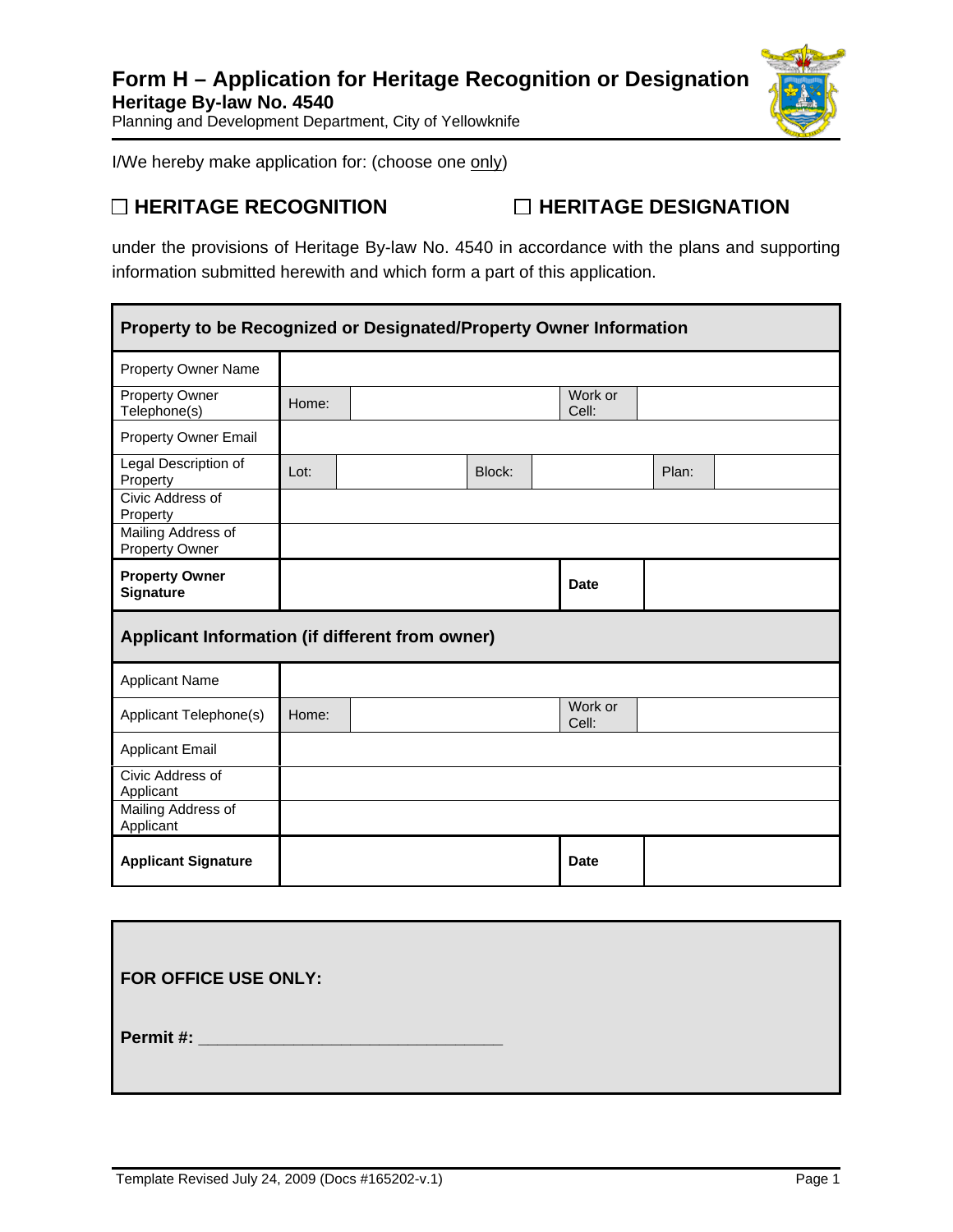# Form H – Application for Heritage Recognition or Designation

**Heritage By-law No. 4540**

Planning and Development Department, City of Yellowknife

I/We hereby make application for: (choose one only)

☐ **HERITAGE RECOGNITION** ☐ **HERITAGE DESIGNATION**

under the provisions of Heritage By-law No. 4540 in accordance with the plans and supporting information submitted herewith and which form a part of this application.

| **Property to be Recognized or Designated/Property Owner Information** | | | | | | |
|---|---|---|---|---|---|---|
| Property Owner Name | | | | | | |
| Property Owner Telephone(s) | Home: | | | Work or Cell: | | |
| Property Owner Email | | | | | | |
| Legal Description of Property | Lot: | | Block: | | Plan: | |
| Civic Address of Property | | | | | | |
| Mailing Address of Property Owner | | | | | | |
| **Property Owner Signature** | | | | **Date** | | |
| **Applicant Information (if different from owner)** | | | | | | |
| Applicant Name | | | | | | |
| Applicant Telephone(s) | Home: | | | Work or Cell: | | |
| Applicant Email | | | | | | |
| Civic Address of Applicant | | | | | | |
| Mailing Address of Applicant | | | | | | |
| **Applicant Signature** | | | | **Date** | | |

**FOR OFFICE USE ONLY:**

**Permit #:** ______________________________

Template Revised July 24, 2009 (Docs #165202-v.1)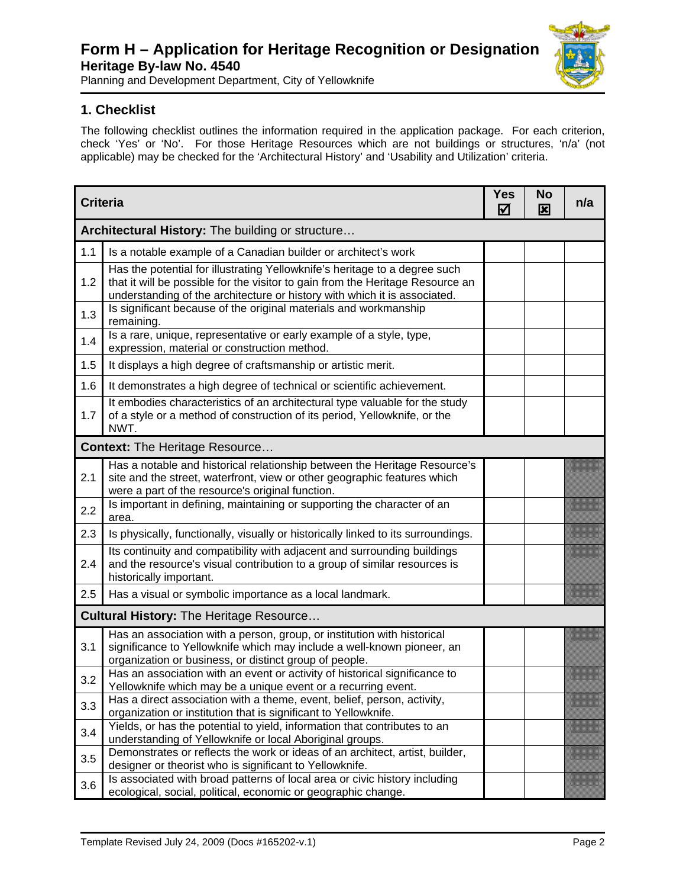# Form H – Application for Heritage Recognition or Designation

**Heritage By-law No. 4540**

Planning and Development Department, City of Yellowknife

## 1. Checklist

The following checklist outlines the information required in the application package. For each criterion, check 'Yes' or 'No'. For those Heritage Resources which are not buildings or structures, 'n/a' (not applicable) may be checked for the 'Architectural History' and 'Usability and Utilization' criteria.

| | Criteria | Yes ☑ | No ☒ | n/a |
|---|---|---|---|---|
| **Architectural History:** The building or structure… | | | | |
| 1.1 | Is a notable example of a Canadian builder or architect's work | | | |
| 1.2 | Has the potential for illustrating Yellowknife's heritage to a degree such that it will be possible for the visitor to gain from the Heritage Resource an understanding of the architecture or history with which it is associated. | | | |
| 1.3 | Is significant because of the original materials and workmanship remaining. | | | |
| 1.4 | Is a rare, unique, representative or early example of a style, type, expression, material or construction method. | | | |
| 1.5 | It displays a high degree of craftsmanship or artistic merit. | | | |
| 1.6 | It demonstrates a high degree of technical or scientific achievement. | | | |
| 1.7 | It embodies characteristics of an architectural type valuable for the study of a style or a method of construction of its period, Yellowknife, or the NWT. | | | |
| **Context:** The Heritage Resource… | | | | |
| 2.1 | Has a notable and historical relationship between the Heritage Resource's site and the street, waterfront, view or other geographic features which were a part of the resource's original function. | | | |
| 2.2 | Is important in defining, maintaining or supporting the character of an area. | | | |
| 2.3 | Is physically, functionally, visually or historically linked to its surroundings. | | | |
| 2.4 | Its continuity and compatibility with adjacent and surrounding buildings and the resource's visual contribution to a group of similar resources is historically important. | | | |
| 2.5 | Has a visual or symbolic importance as a local landmark. | | | |
| **Cultural History:** The Heritage Resource… | | | | |
| 3.1 | Has an association with a person, group, or institution with historical significance to Yellowknife which may include a well-known pioneer, an organization or business, or distinct group of people. | | | |
| 3.2 | Has an association with an event or activity of historical significance to Yellowknife which may be a unique event or a recurring event. | | | |
| 3.3 | Has a direct association with a theme, event, belief, person, activity, organization or institution that is significant to Yellowknife. | | | |
| 3.4 | Yields, or has the potential to yield, information that contributes to an understanding of Yellowknife or local Aboriginal groups. | | | |
| 3.5 | Demonstrates or reflects the work or ideas of an architect, artist, builder, designer or theorist who is significant to Yellowknife. | | | |
| 3.6 | Is associated with broad patterns of local area or civic history including ecological, social, political, economic or geographic change. | | | |

Template Revised July 24, 2009 (Docs #165202-v.1)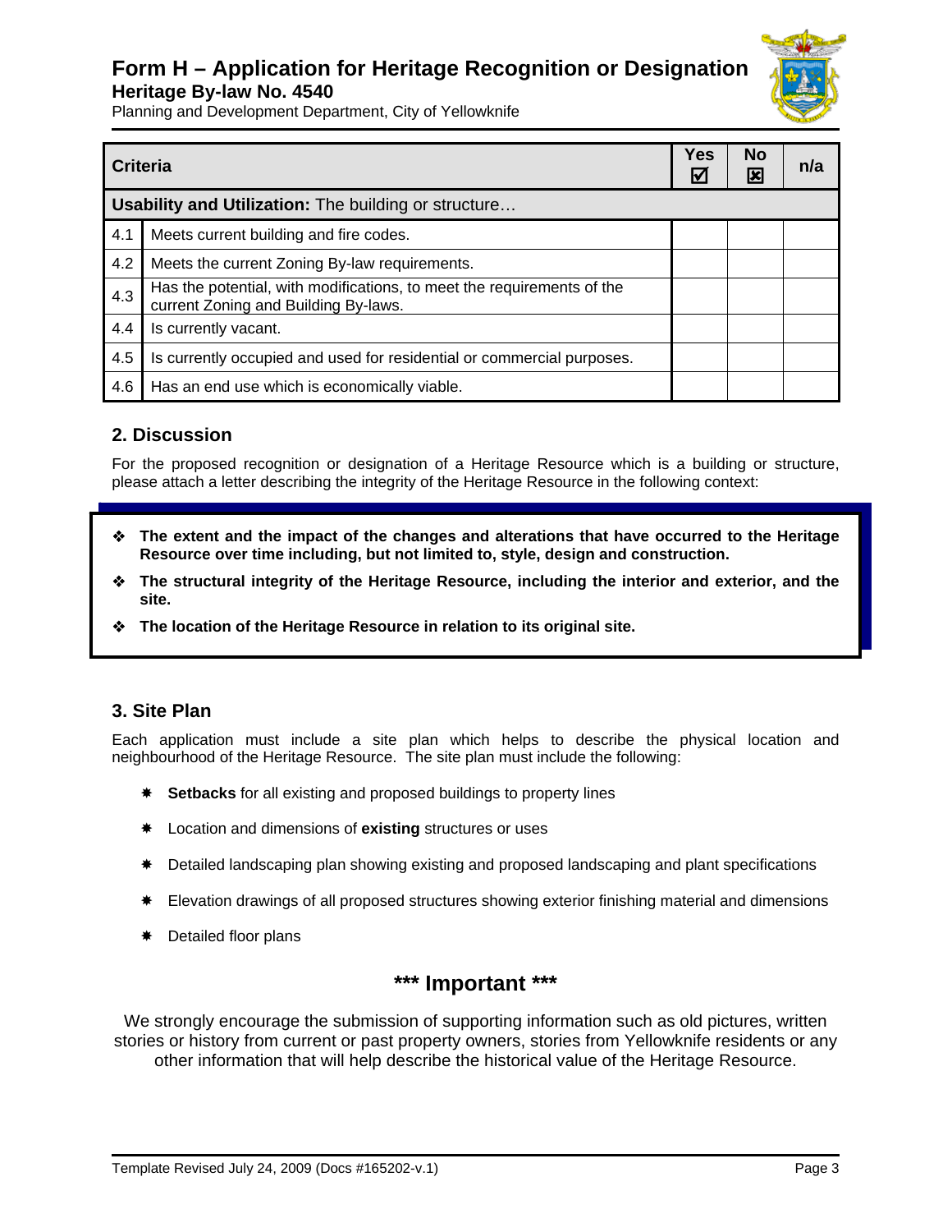# Form H – Application for Heritage Recognition or Designation

**Heritage By-law No. 4540**

Planning and Development Department, City of Yellowknife

| | Criteria | Yes ☑ | No ☒ | n/a |
|---|---|---|---|---|
| **Usability and Utilization:** The building or structure… | | | | |
| 4.1 | Meets current building and fire codes. | | | |
| 4.2 | Meets the current Zoning By-law requirements. | | | |
| 4.3 | Has the potential, with modifications, to meet the requirements of the current Zoning and Building By-laws. | | | |
| 4.4 | Is currently vacant. | | | |
| 4.5 | Is currently occupied and used for residential or commercial purposes. | | | |
| 4.6 | Has an end use which is economically viable. | | | |

## 2. Discussion

For the proposed recognition or designation of a Heritage Resource which is a building or structure, please attach a letter describing the integrity of the Heritage Resource in the following context:

- **The extent and the impact of the changes and alterations that have occurred to the Heritage Resource over time including, but not limited to, style, design and construction.**
- **The structural integrity of the Heritage Resource, including the interior and exterior, and the site.**
- **The location of the Heritage Resource in relation to its original site.**

## 3. Site Plan

Each application must include a site plan which helps to describe the physical location and neighbourhood of the Heritage Resource. The site plan must include the following:

- **Setbacks** for all existing and proposed buildings to property lines
- Location and dimensions of **existing** structures or uses
- Detailed landscaping plan showing existing and proposed landscaping and plant specifications
- Elevation drawings of all proposed structures showing exterior finishing material and dimensions
- Detailed floor plans

## *** Important ***

We strongly encourage the submission of supporting information such as old pictures, written stories or history from current or past property owners, stories from Yellowknife residents or any other information that will help describe the historical value of the Heritage Resource.

Template Revised July 24, 2009 (Docs #165202-v.1)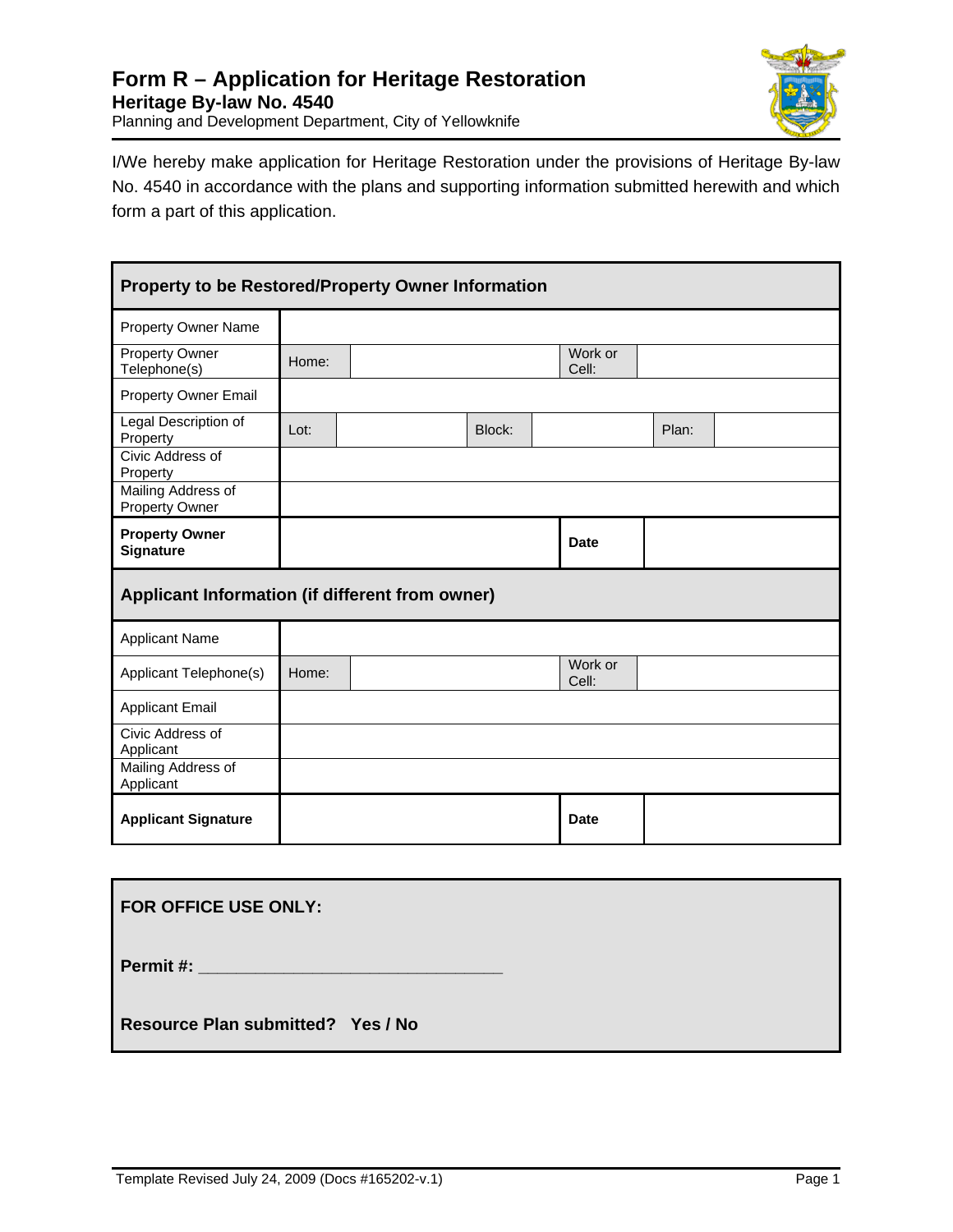# Form R – Application for Heritage Restoration

**Heritage By-law No. 4540**

Planning and Development Department, City of Yellowknife

I/We hereby make application for Heritage Restoration under the provisions of Heritage By-law No. 4540 in accordance with the plans and supporting information submitted herewith and which form a part of this application.

| **Property to be Restored/Property Owner Information** | | | | | | |
|---|---|---|---|---|---|---|
| Property Owner Name | | | | | | |
| Property Owner Telephone(s) | Home: | | | Work or Cell: | | |
| Property Owner Email | | | | | | |
| Legal Description of Property | Lot: | | Block: | | Plan: | |
| Civic Address of Property | | | | | | |
| Mailing Address of Property Owner | | | | | | |
| **Property Owner Signature** | | | | **Date** | | |
| **Applicant Information (if different from owner)** | | | | | | |
| Applicant Name | | | | | | |
| Applicant Telephone(s) | Home: | | | Work or Cell: | | |
| Applicant Email | | | | | | |
| Civic Address of Applicant | | | | | | |
| Mailing Address of Applicant | | | | | | |
| **Applicant Signature** | | | | **Date** | | |

**FOR OFFICE USE ONLY:**

**Permit #: ______________________________**

**Resource Plan submitted? Yes / No**

Template Revised July 24, 2009 (Docs #165202-v.1)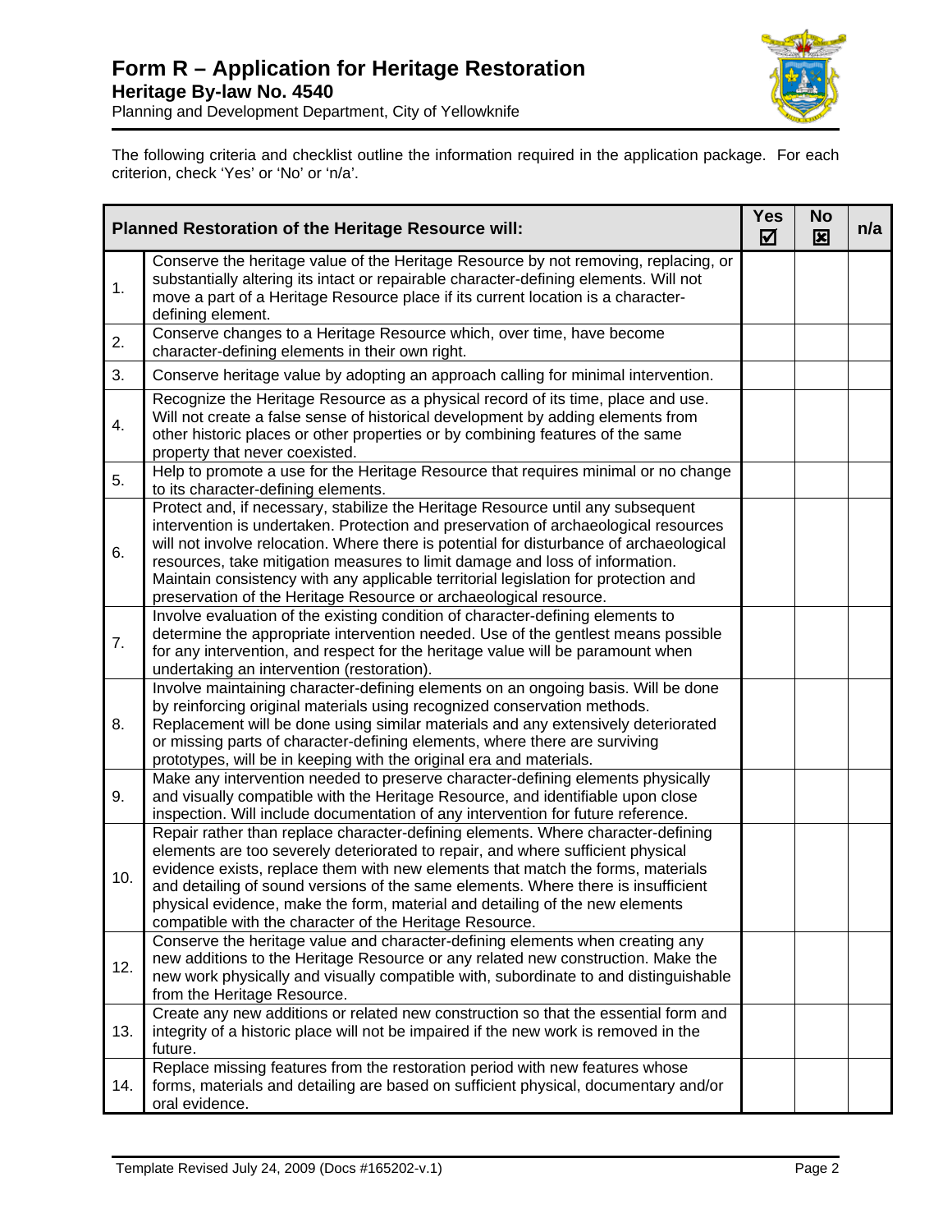# Form R – Application for Heritage Restoration

**Heritage By-law No. 4540**

Planning and Development Department, City of Yellowknife

The following criteria and checklist outline the information required in the application package. For each criterion, check 'Yes' or 'No' or 'n/a'.

| | Planned Restoration of the Heritage Resource will: | Yes ☑ | No ☒ | n/a |
|---|---|---|---|---|
| 1. | Conserve the heritage value of the Heritage Resource by not removing, replacing, or substantially altering its intact or repairable character-defining elements. Will not move a part of a Heritage Resource place if its current location is a character-defining element. | | | |
| 2. | Conserve changes to a Heritage Resource which, over time, have become character-defining elements in their own right. | | | |
| 3. | Conserve heritage value by adopting an approach calling for minimal intervention. | | | |
| 4. | Recognize the Heritage Resource as a physical record of its time, place and use. Will not create a false sense of historical development by adding elements from other historic places or other properties or by combining features of the same property that never coexisted. | | | |
| 5. | Help to promote a use for the Heritage Resource that requires minimal or no change to its character-defining elements. | | | |
| 6. | Protect and, if necessary, stabilize the Heritage Resource until any subsequent intervention is undertaken. Protection and preservation of archaeological resources will not involve relocation. Where there is potential for disturbance of archaeological resources, take mitigation measures to limit damage and loss of information. Maintain consistency with any applicable territorial legislation for protection and preservation of the Heritage Resource or archaeological resource. | | | |
| 7. | Involve evaluation of the existing condition of character-defining elements to determine the appropriate intervention needed. Use of the gentlest means possible for any intervention, and respect for the heritage value will be paramount when undertaking an intervention (restoration). | | | |
| 8. | Involve maintaining character-defining elements on an ongoing basis. Will be done by reinforcing original materials using recognized conservation methods. Replacement will be done using similar materials and any extensively deteriorated or missing parts of character-defining elements, where there are surviving prototypes, will be in keeping with the original era and materials. | | | |
| 9. | Make any intervention needed to preserve character-defining elements physically and visually compatible with the Heritage Resource, and identifiable upon close inspection. Will include documentation of any intervention for future reference. | | | |
| 10. | Repair rather than replace character-defining elements. Where character-defining elements are too severely deteriorated to repair, and where sufficient physical evidence exists, replace them with new elements that match the forms, materials and detailing of sound versions of the same elements. Where there is insufficient physical evidence, make the form, material and detailing of the new elements compatible with the character of the Heritage Resource. | | | |
| 12. | Conserve the heritage value and character-defining elements when creating any new additions to the Heritage Resource or any related new construction. Make the new work physically and visually compatible with, subordinate to and distinguishable from the Heritage Resource. | | | |
| 13. | Create any new additions or related new construction so that the essential form and integrity of a historic place will not be impaired if the new work is removed in the future. | | | |
| 14. | Replace missing features from the restoration period with new features whose forms, materials and detailing are based on sufficient physical, documentary and/or oral evidence. | | | |

Template Revised July 24, 2009 (Docs #165202-v.1)